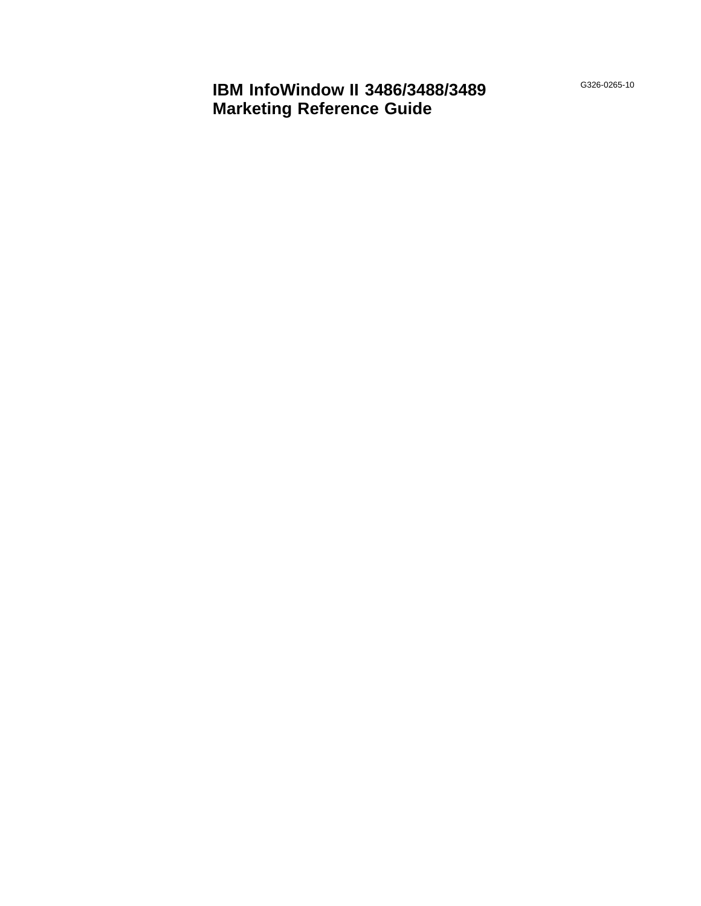# IBM InfoWindow II 3486/3488/3489 Marketing Reference Guide

G326-0265-10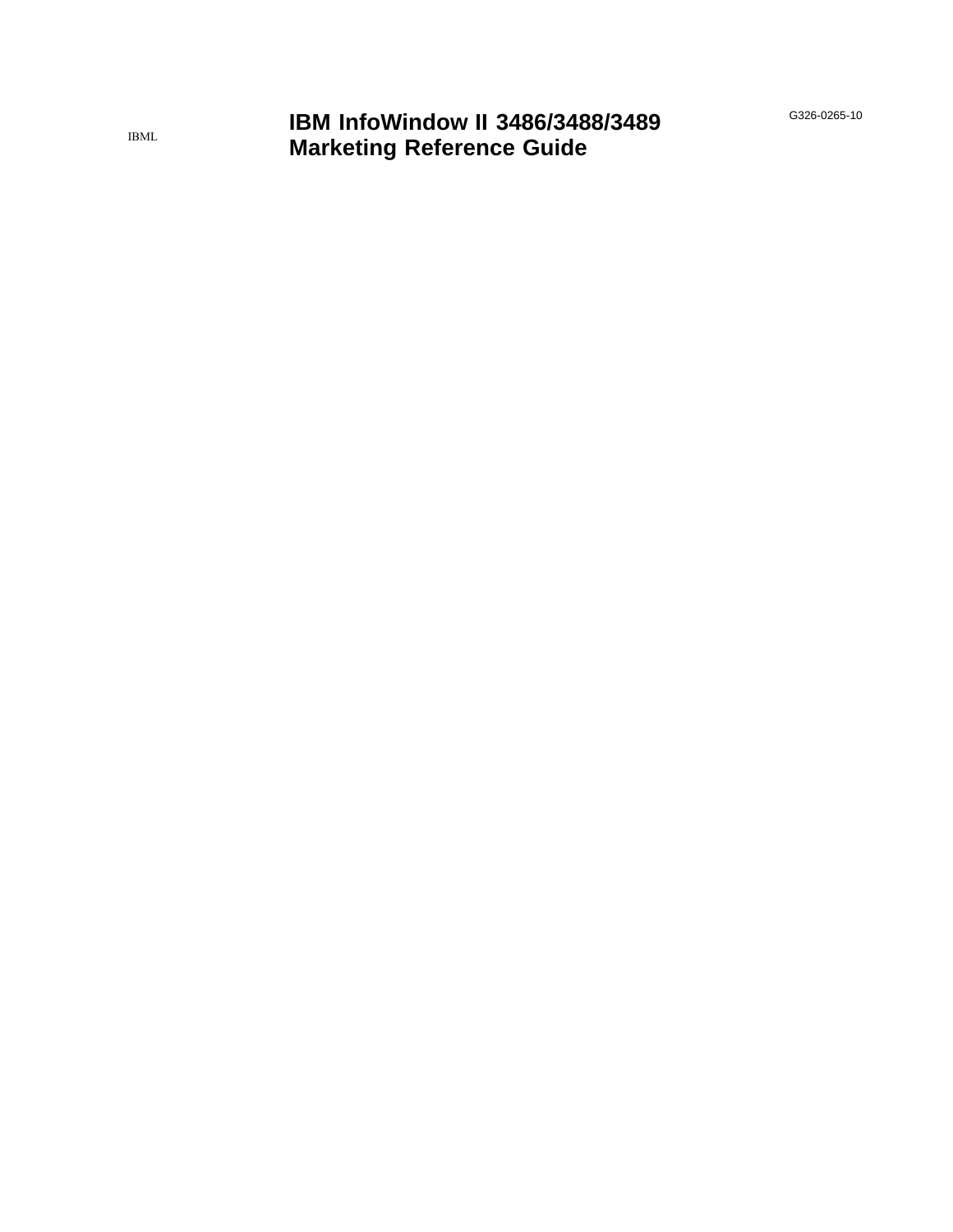IBML

# IBM InfoWindow II 3486/3488/3489 Marketing Reference Guide

G326-0265-10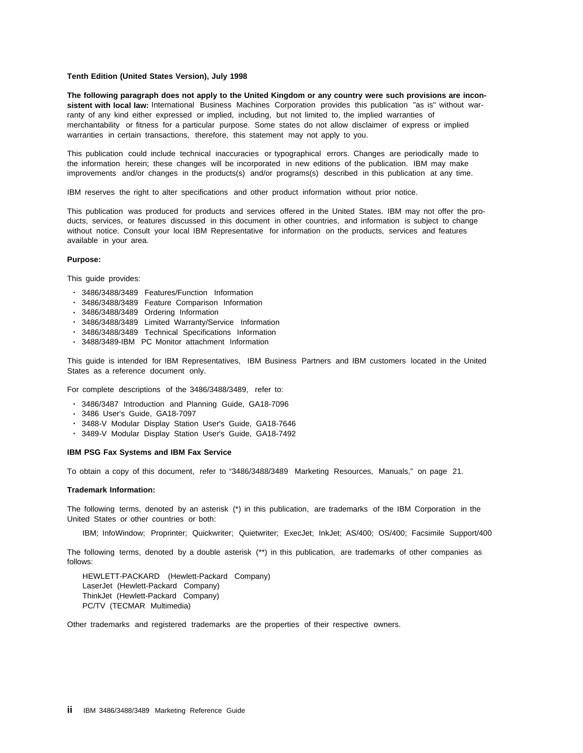**Tenth Edition (United States Version), July 1998**

**The following paragraph does not apply to the United Kingdom or any country were such provisions are inconsistent with local law:** International Business Machines Corporation provides this publication "as is" without warranty of any kind either expressed or implied, including, but not limited to, the implied warranties of merchantability or fitness for a particular purpose. Some states do not allow disclaimer of express or implied warranties in certain transactions, therefore, this statement may not apply to you.

This publication could include technical inaccuracies or typographical errors. Changes are periodically made to the information herein; these changes will be incorporated in new editions of the publication. IBM may make improvements and/or changes in the products(s) and/or programs(s) described in this publication at any time.

IBM reserves the right to alter specifications and other product information without prior notice.

This publication was produced for products and services offered in the United States. IBM may not offer the products, services, or features discussed in this document in other countries, and information is subject to change without notice. Consult your local IBM Representative for information on the products, services and features available in your area.

**Purpose:**

This guide provides:

- 3486/3488/3489 Features/Function Information
- 3486/3488/3489 Feature Comparison Information
- 3486/3488/3489 Ordering Information
- 3486/3488/3489 Limited Warranty/Service Information
- 3486/3488/3489 Technical Specifications Information
- 3488/3489-IBM PC Monitor attachment Information

This guide is intended for IBM Representatives, IBM Business Partners and IBM customers located in the United States as a reference document only.

For complete descriptions of the 3486/3488/3489, refer to:

- 3486/3487 Introduction and Planning Guide, GA18-7096
- 3486 User's Guide, GA18-7097
- 3488-V Modular Display Station User's Guide, GA18-7646
- 3489-V Modular Display Station User's Guide, GA18-7492

**IBM PSG Fax Systems and IBM Fax Service**

To obtain a copy of this document, refer to "3486/3488/3489 Marketing Resources, Manuals," on page 21.

**Trademark Information:**

The following terms, denoted by an asterisk (*) in this publication, are trademarks of the IBM Corporation in the United States or other countries or both:

IBM; InfoWindow; Proprinter; Quickwriter; Quietwriter; ExecJet; InkJet; AS/400; OS/400; Facsimile Support/400

The following terms, denoted by a double asterisk (**) in this publication, are trademarks of other companies as follows:

HEWLETT-PACKARD (Hewlett-Packard Company)
LaserJet (Hewlett-Packard Company)
ThinkJet (Hewlett-Packard Company)
PC/TV (TECMAR Multimedia)

Other trademarks and registered trademarks are the properties of their respective owners.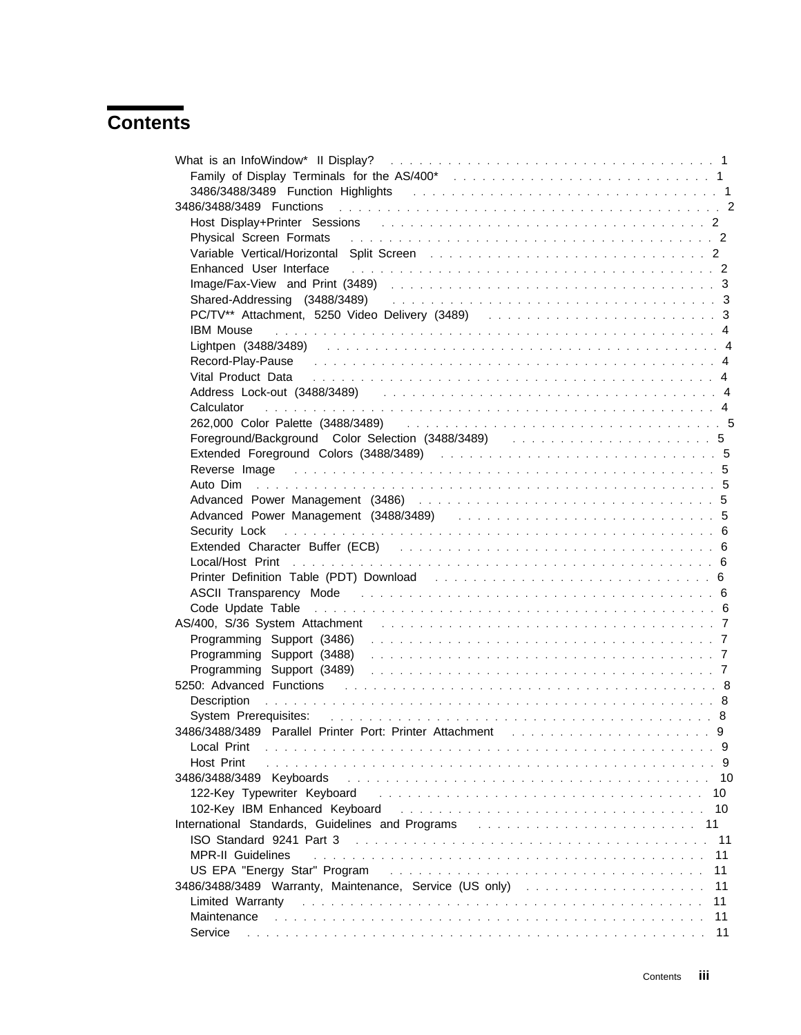# Contents

- What is an InfoWindow* II Display? . . . . . 1
  - Family of Display Terminals for the AS/400* . . . . . 1
  - 3486/3488/3489 Function Highlights . . . . . 1
- 3486/3488/3489 Functions . . . . . 2
  - Host Display+Printer Sessions . . . . . 2
  - Physical Screen Formats . . . . . 2
  - Variable Vertical/Horizontal Split Screen . . . . . 2
  - Enhanced User Interface . . . . . 2
  - Image/Fax-View and Print (3489) . . . . . 3
  - Shared-Addressing (3488/3489) . . . . . 3
  - PC/TV** Attachment, 5250 Video Delivery (3489) . . . . . 3
  - IBM Mouse . . . . . 4
  - Lightpen (3488/3489) . . . . . 4
  - Record-Play-Pause . . . . . 4
  - Vital Product Data . . . . . 4
  - Address Lock-out (3488/3489) . . . . . 4
  - Calculator . . . . . 4
  - 262,000 Color Palette (3488/3489) . . . . . 5
  - Foreground/Background Color Selection (3488/3489) . . . . . 5
  - Extended Foreground Colors (3488/3489) . . . . . 5
  - Reverse Image . . . . . 5
  - Auto Dim . . . . . 5
  - Advanced Power Management (3486) . . . . . 5
  - Advanced Power Management (3488/3489) . . . . . 5
  - Security Lock . . . . . 6
  - Extended Character Buffer (ECB) . . . . . 6
  - Local/Host Print . . . . . 6
  - Printer Definition Table (PDT) Download . . . . . 6
  - ASCII Transparency Mode . . . . . 6
  - Code Update Table . . . . . 6
- AS/400, S/36 System Attachment . . . . . 7
  - Programming Support (3486) . . . . . 7
  - Programming Support (3488) . . . . . 7
  - Programming Support (3489) . . . . . 7
- 5250: Advanced Functions . . . . . 8
  - Description . . . . . 8
  - System Prerequisites: . . . . . 8
- 3486/3488/3489 Parallel Printer Port: Printer Attachment . . . . . 9
  - Local Print . . . . . 9
  - Host Print . . . . . 9
- 3486/3488/3489 Keyboards . . . . . 10
  - 122-Key Typewriter Keyboard . . . . . 10
  - 102-Key IBM Enhanced Keyboard . . . . . 10
- International Standards, Guidelines and Programs . . . . . 11
  - ISO Standard 9241 Part 3 . . . . . 11
  - MPR-II Guidelines . . . . . 11
  - US EPA "Energy Star" Program . . . . . 11
- 3486/3488/3489 Warranty, Maintenance, Service (US only) . . . . . 11
  - Limited Warranty . . . . . 11
  - Maintenance . . . . . 11
  - Service . . . . . 11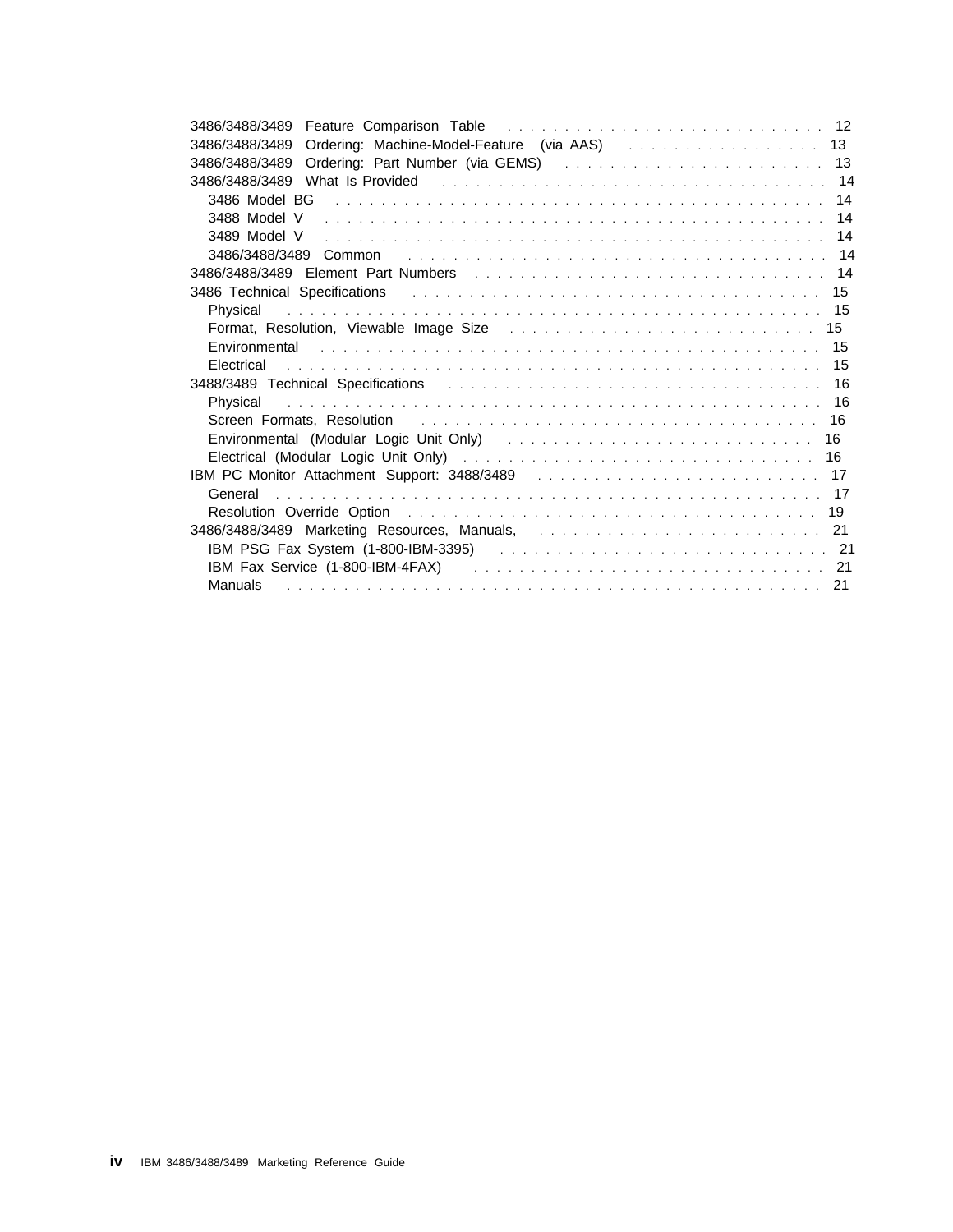- 3486/3488/3489 Feature Comparison Table . . . . . . . . . . . . . . . . . . . . . . . . . . . . 12
- 3486/3488/3489 Ordering: Machine-Model-Feature (via AAS) . . . . . . . . . . . . . . . . . . 13
- 3486/3488/3489 Ordering: Part Number (via GEMS) . . . . . . . . . . . . . . . . . . . . . . . 13
- 3486/3488/3489 What Is Provided . . . . . . . . . . . . . . . . . . . . . . . . . . . . . . . . . . 14
  - 3486 Model BG . . . . . . . . . . . . . . . . . . . . . . . . . . . . . . . . . . . . . . . . . . 14
  - 3488 Model V . . . . . . . . . . . . . . . . . . . . . . . . . . . . . . . . . . . . . . . . . . . 14
  - 3489 Model V . . . . . . . . . . . . . . . . . . . . . . . . . . . . . . . . . . . . . . . . . . . 14
  - 3486/3488/3489 Common . . . . . . . . . . . . . . . . . . . . . . . . . . . . . . . . . . . 14
- 3486/3488/3489 Element Part Numbers . . . . . . . . . . . . . . . . . . . . . . . . . . . . . . 14
- 3486 Technical Specifications . . . . . . . . . . . . . . . . . . . . . . . . . . . . . . . . . . . 15
  - Physical . . . . . . . . . . . . . . . . . . . . . . . . . . . . . . . . . . . . . . . . . . . . . . 15
  - Format, Resolution, Viewable Image Size . . . . . . . . . . . . . . . . . . . . . . . . . . 15
  - Environmental . . . . . . . . . . . . . . . . . . . . . . . . . . . . . . . . . . . . . . . . . . 15
  - Electrical . . . . . . . . . . . . . . . . . . . . . . . . . . . . . . . . . . . . . . . . . . . . . 15
- 3488/3489 Technical Specifications . . . . . . . . . . . . . . . . . . . . . . . . . . . . . . . 16
  - Physical . . . . . . . . . . . . . . . . . . . . . . . . . . . . . . . . . . . . . . . . . . . . . . 16
  - Screen Formats, Resolution . . . . . . . . . . . . . . . . . . . . . . . . . . . . . . . . . . 16
  - Environmental (Modular Logic Unit Only) . . . . . . . . . . . . . . . . . . . . . . . . . . 16
  - Electrical (Modular Logic Unit Only) . . . . . . . . . . . . . . . . . . . . . . . . . . . . . 16
- IBM PC Monitor Attachment Support: 3488/3489 . . . . . . . . . . . . . . . . . . . . . . . . 17
  - General . . . . . . . . . . . . . . . . . . . . . . . . . . . . . . . . . . . . . . . . . . . . . . . 17
  - Resolution Override Option . . . . . . . . . . . . . . . . . . . . . . . . . . . . . . . . . . . 19
- 3486/3488/3489 Marketing Resources, Manuals, . . . . . . . . . . . . . . . . . . . . . . . . . 21
  - IBM PSG Fax System (1-800-IBM-3395) . . . . . . . . . . . . . . . . . . . . . . . . . . . . 21
  - IBM Fax Service (1-800-IBM-4FAX) . . . . . . . . . . . . . . . . . . . . . . . . . . . . . . 21
  - Manuals . . . . . . . . . . . . . . . . . . . . . . . . . . . . . . . . . . . . . . . . . . . . . . 21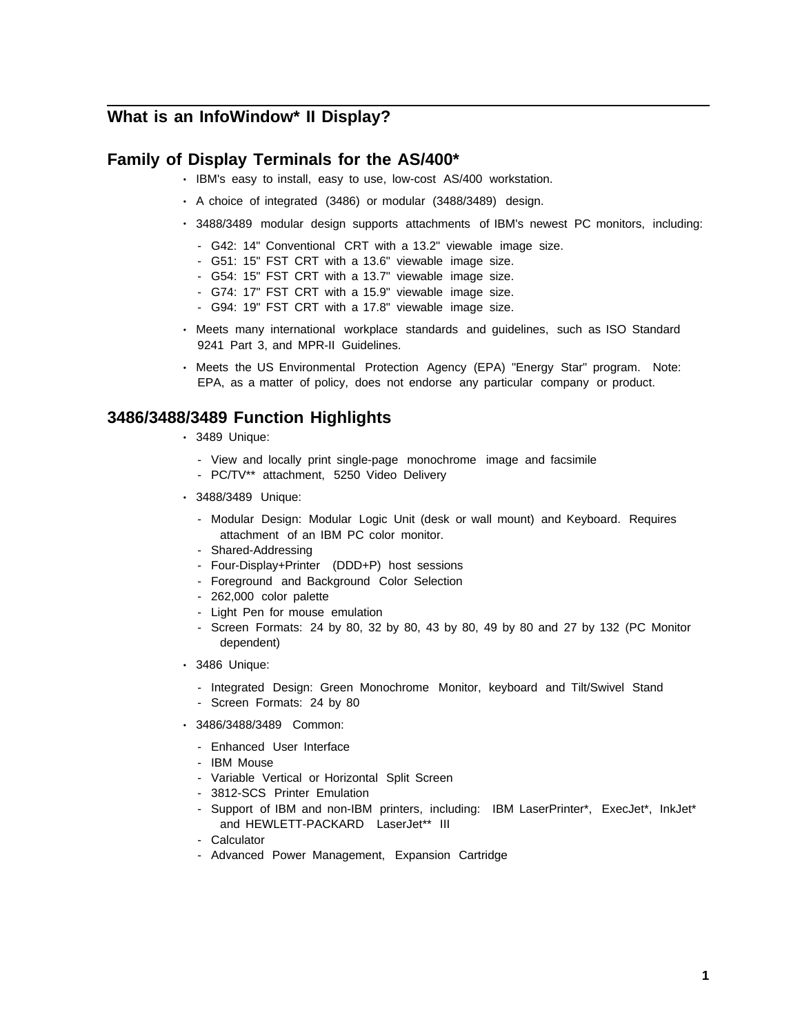## What is an InfoWindow* II Display?

### Family of Display Terminals for the AS/400*

- IBM's easy to install, easy to use, low-cost AS/400 workstation.
- A choice of integrated (3486) or modular (3488/3489) design.
- 3488/3489 modular design supports attachments of IBM's newest PC monitors, including:
  - G42: 14" Conventional CRT with a 13.2" viewable image size.
  - G51: 15" FST CRT with a 13.6" viewable image size.
  - G54: 15" FST CRT with a 13.7" viewable image size.
  - G74: 17" FST CRT with a 15.9" viewable image size.
  - G94: 19" FST CRT with a 17.8" viewable image size.
- Meets many international workplace standards and guidelines, such as ISO Standard 9241 Part 3, and MPR-II Guidelines.
- Meets the US Environmental Protection Agency (EPA) "Energy Star" program. Note: EPA, as a matter of policy, does not endorse any particular company or product.

### 3486/3488/3489 Function Highlights

- 3489 Unique:
  - View and locally print single-page monochrome image and facsimile
  - PC/TV** attachment, 5250 Video Delivery
- 3488/3489 Unique:
  - Modular Design: Modular Logic Unit (desk or wall mount) and Keyboard. Requires attachment of an IBM PC color monitor.
  - Shared-Addressing
  - Four-Display+Printer (DDD+P) host sessions
  - Foreground and Background Color Selection
  - 262,000 color palette
  - Light Pen for mouse emulation
  - Screen Formats: 24 by 80, 32 by 80, 43 by 80, 49 by 80 and 27 by 132 (PC Monitor dependent)
- 3486 Unique:
  - Integrated Design: Green Monochrome Monitor, keyboard and Tilt/Swivel Stand
  - Screen Formats: 24 by 80
- 3486/3488/3489 Common:
  - Enhanced User Interface
  - IBM Mouse
  - Variable Vertical or Horizontal Split Screen
  - 3812-SCS Printer Emulation
  - Support of IBM and non-IBM printers, including: IBM LaserPrinter*, ExecJet*, InkJet* and HEWLETT-PACKARD LaserJet** III
  - Calculator
  - Advanced Power Management, Expansion Cartridge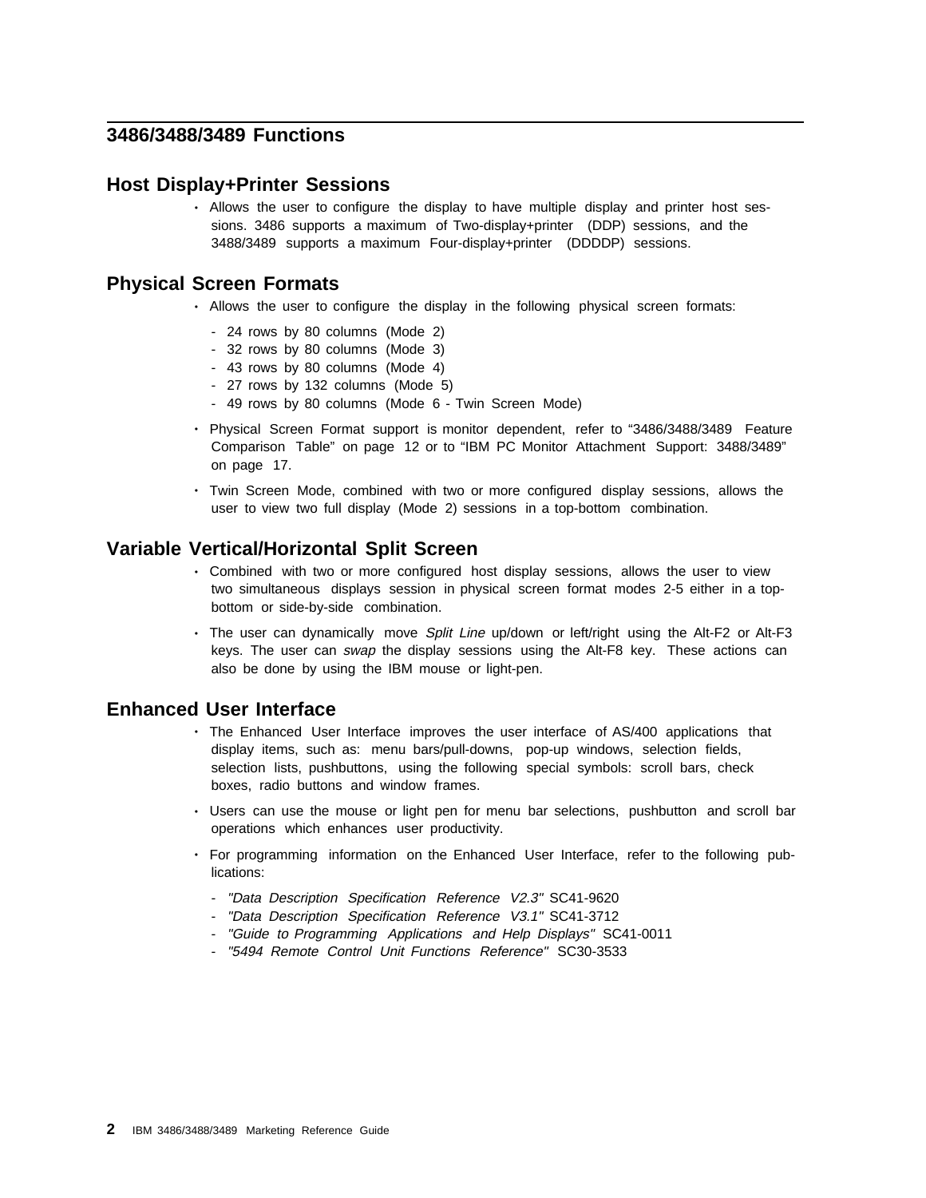## 3486/3488/3489 Functions

### Host Display+Printer Sessions

- Allows the user to configure the display to have multiple display and printer host sessions. 3486 supports a maximum of Two-display+printer (DDP) sessions, and the 3488/3489 supports a maximum Four-display+printer (DDDDP) sessions.

### Physical Screen Formats

- Allows the user to configure the display in the following physical screen formats:
  - 24 rows by 80 columns (Mode 2)
  - 32 rows by 80 columns (Mode 3)
  - 43 rows by 80 columns (Mode 4)
  - 27 rows by 132 columns (Mode 5)
  - 49 rows by 80 columns (Mode 6 - Twin Screen Mode)
- Physical Screen Format support is monitor dependent, refer to “3486/3488/3489 Feature Comparison Table” on page 12 or to “IBM PC Monitor Attachment Support: 3488/3489” on page 17.
- Twin Screen Mode, combined with two or more configured display sessions, allows the user to view two full display (Mode 2) sessions in a top-bottom combination.

### Variable Vertical/Horizontal Split Screen

- Combined with two or more configured host display sessions, allows the user to view two simultaneous displays session in physical screen format modes 2-5 either in a top-bottom or side-by-side combination.
- The user can dynamically move *Split Line* up/down or left/right using the Alt-F2 or Alt-F3 keys. The user can *swap* the display sessions using the Alt-F8 key. These actions can also be done by using the IBM mouse or light-pen.

### Enhanced User Interface

- The Enhanced User Interface improves the user interface of AS/400 applications that display items, such as: menu bars/pull-downs, pop-up windows, selection fields, selection lists, pushbuttons, using the following special symbols: scroll bars, check boxes, radio buttons and window frames.
- Users can use the mouse or light pen for menu bar selections, pushbutton and scroll bar operations which enhances user productivity.
- For programming information on the Enhanced User Interface, refer to the following publications:
  - *"Data Description Specification Reference V2.3"* SC41-9620
  - *"Data Description Specification Reference V3.1"* SC41-3712
  - *"Guide to Programming Applications and Help Displays"* SC41-0011
  - *"5494 Remote Control Unit Functions Reference"* SC30-3533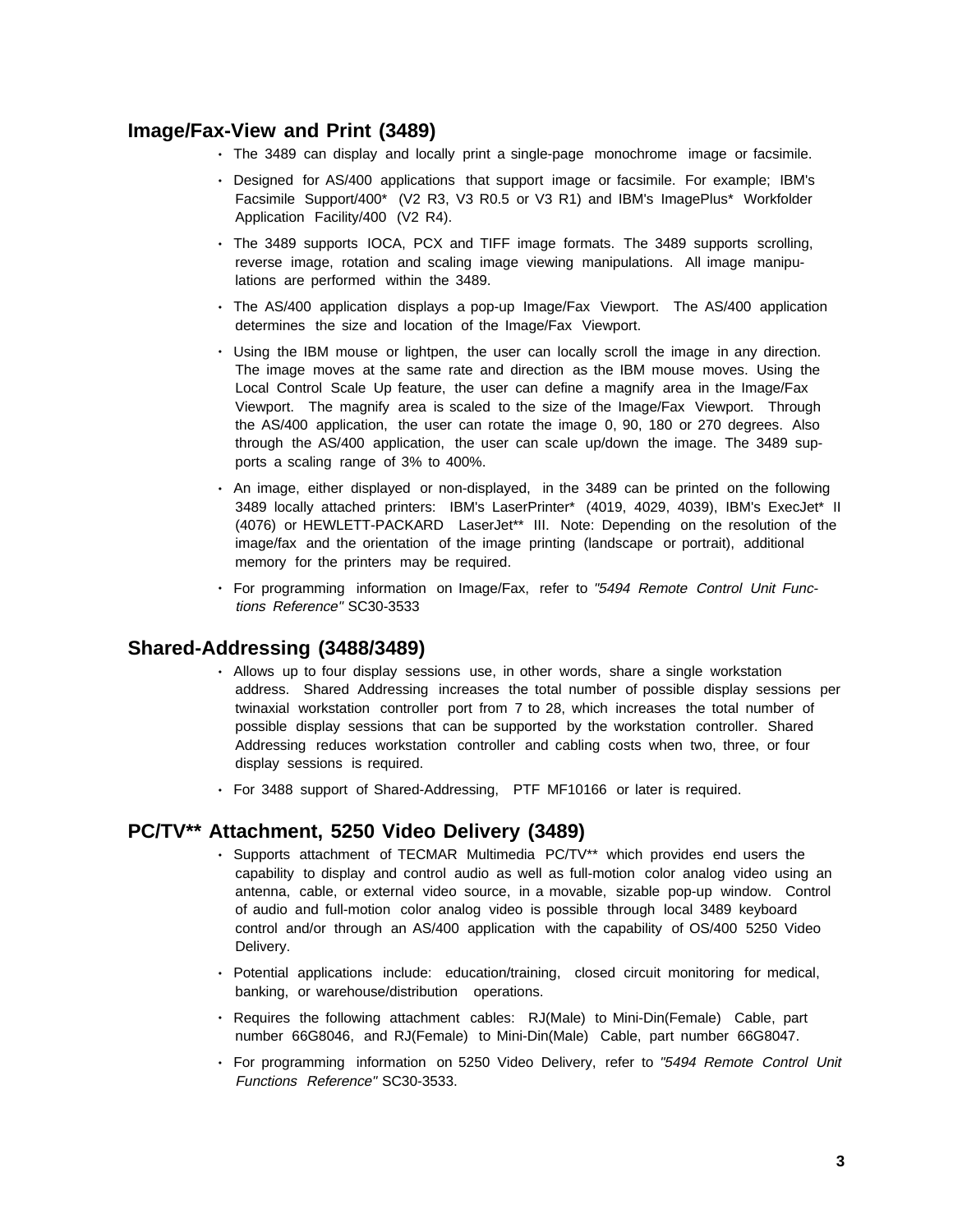## Image/Fax-View and Print (3489)

- The 3489 can display and locally print a single-page monochrome image or facsimile.
- Designed for AS/400 applications that support image or facsimile. For example; IBM's Facsimile Support/400* (V2 R3, V3 R0.5 or V3 R1) and IBM's ImagePlus* Workfolder Application Facility/400 (V2 R4).
- The 3489 supports IOCA, PCX and TIFF image formats. The 3489 supports scrolling, reverse image, rotation and scaling image viewing manipulations. All image manipulations are performed within the 3489.
- The AS/400 application displays a pop-up Image/Fax Viewport. The AS/400 application determines the size and location of the Image/Fax Viewport.
- Using the IBM mouse or lightpen, the user can locally scroll the image in any direction. The image moves at the same rate and direction as the IBM mouse moves. Using the Local Control Scale Up feature, the user can define a magnify area in the Image/Fax Viewport. The magnify area is scaled to the size of the Image/Fax Viewport. Through the AS/400 application, the user can rotate the image 0, 90, 180 or 270 degrees. Also through the AS/400 application, the user can scale up/down the image. The 3489 supports a scaling range of 3% to 400%.
- An image, either displayed or non-displayed, in the 3489 can be printed on the following 3489 locally attached printers: IBM's LaserPrinter* (4019, 4029, 4039), IBM's ExecJet* II (4076) or HEWLETT-PACKARD LaserJet** III. Note: Depending on the resolution of the image/fax and the orientation of the image printing (landscape or portrait), additional memory for the printers may be required.
- For programming information on Image/Fax, refer to *"5494 Remote Control Unit Functions Reference"* SC30-3533

## Shared-Addressing (3488/3489)

- Allows up to four display sessions use, in other words, share a single workstation address. Shared Addressing increases the total number of possible display sessions per twinaxial workstation controller port from 7 to 28, which increases the total number of possible display sessions that can be supported by the workstation controller. Shared Addressing reduces workstation controller and cabling costs when two, three, or four display sessions is required.
- For 3488 support of Shared-Addressing, PTF MF10166 or later is required.

## PC/TV** Attachment, 5250 Video Delivery (3489)

- Supports attachment of TECMAR Multimedia PC/TV** which provides end users the capability to display and control audio as well as full-motion color analog video using an antenna, cable, or external video source, in a movable, sizable pop-up window. Control of audio and full-motion color analog video is possible through local 3489 keyboard control and/or through an AS/400 application with the capability of OS/400 5250 Video Delivery.
- Potential applications include: education/training, closed circuit monitoring for medical, banking, or warehouse/distribution operations.
- Requires the following attachment cables: RJ(Male) to Mini-Din(Female) Cable, part number 66G8046, and RJ(Female) to Mini-Din(Male) Cable, part number 66G8047.
- For programming information on 5250 Video Delivery, refer to *"5494 Remote Control Unit Functions Reference"* SC30-3533.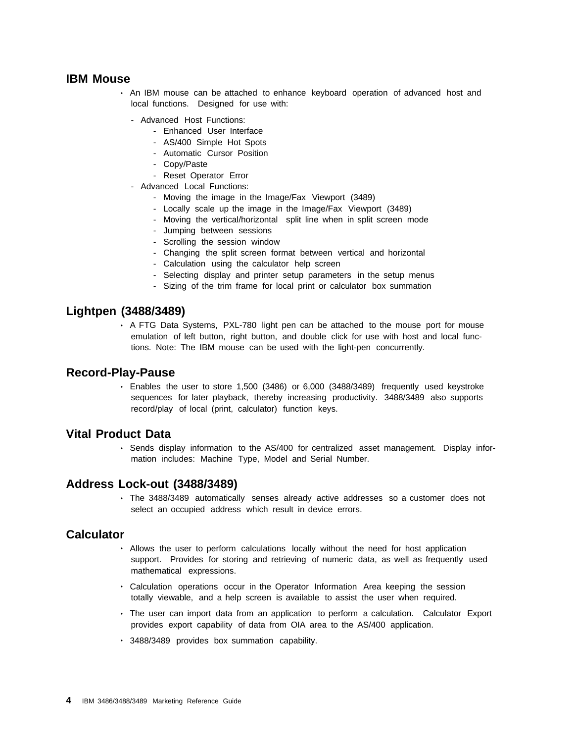## IBM Mouse

- An IBM mouse can be attached to enhance keyboard operation of advanced host and local functions. Designed for use with:
  - Advanced Host Functions:
    - Enhanced User Interface
    - AS/400 Simple Hot Spots
    - Automatic Cursor Position
    - Copy/Paste
    - Reset Operator Error
  - Advanced Local Functions:
    - Moving the image in the Image/Fax Viewport (3489)
    - Locally scale up the image in the Image/Fax Viewport (3489)
    - Moving the vertical/horizontal split line when in split screen mode
    - Jumping between sessions
    - Scrolling the session window
    - Changing the split screen format between vertical and horizontal
    - Calculation using the calculator help screen
    - Selecting display and printer setup parameters in the setup menus
    - Sizing of the trim frame for local print or calculator box summation

## Lightpen (3488/3489)

- A FTG Data Systems, PXL-780 light pen can be attached to the mouse port for mouse emulation of left button, right button, and double click for use with host and local functions. Note: The IBM mouse can be used with the light-pen concurrently.

## Record-Play-Pause

- Enables the user to store 1,500 (3486) or 6,000 (3488/3489) frequently used keystroke sequences for later playback, thereby increasing productivity. 3488/3489 also supports record/play of local (print, calculator) function keys.

## Vital Product Data

- Sends display information to the AS/400 for centralized asset management. Display information includes: Machine Type, Model and Serial Number.

## Address Lock-out (3488/3489)

- The 3488/3489 automatically senses already active addresses so a customer does not select an occupied address which result in device errors.

## Calculator

- Allows the user to perform calculations locally without the need for host application support. Provides for storing and retrieving of numeric data, as well as frequently used mathematical expressions.
- Calculation operations occur in the Operator Information Area keeping the session totally viewable, and a help screen is available to assist the user when required.
- The user can import data from an application to perform a calculation. Calculator Export provides export capability of data from OIA area to the AS/400 application.
- 3488/3489 provides box summation capability.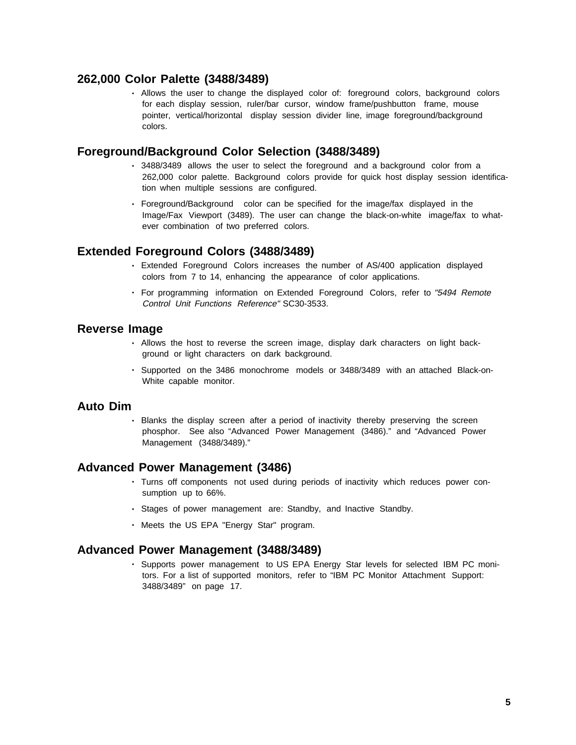## 262,000 Color Palette (3488/3489)

- Allows the user to change the displayed color of: foreground colors, background colors for each display session, ruler/bar cursor, window frame/pushbutton frame, mouse pointer, vertical/horizontal display session divider line, image foreground/background colors.

## Foreground/Background Color Selection (3488/3489)

- 3488/3489 allows the user to select the foreground and a background color from a 262,000 color palette. Background colors provide for quick host display session identification when multiple sessions are configured.
- Foreground/Background color can be specified for the image/fax displayed in the Image/Fax Viewport (3489). The user can change the black-on-white image/fax to whatever combination of two preferred colors.

## Extended Foreground Colors (3488/3489)

- Extended Foreground Colors increases the number of AS/400 application displayed colors from 7 to 14, enhancing the appearance of color applications.
- For programming information on Extended Foreground Colors, refer to *"5494 Remote Control Unit Functions Reference"* SC30-3533.

## Reverse Image

- Allows the host to reverse the screen image, display dark characters on light background or light characters on dark background.
- Supported on the 3486 monochrome models or 3488/3489 with an attached Black-on-White capable monitor.

## Auto Dim

- Blanks the display screen after a period of inactivity thereby preserving the screen phosphor. See also "Advanced Power Management (3486)." and "Advanced Power Management (3488/3489)."

## Advanced Power Management (3486)

- Turns off components not used during periods of inactivity which reduces power consumption up to 66%.
- Stages of power management are: Standby, and Inactive Standby.
- Meets the US EPA "Energy Star" program.

## Advanced Power Management (3488/3489)

- Supports power management to US EPA Energy Star levels for selected IBM PC monitors. For a list of supported monitors, refer to "IBM PC Monitor Attachment Support: 3488/3489" on page 17.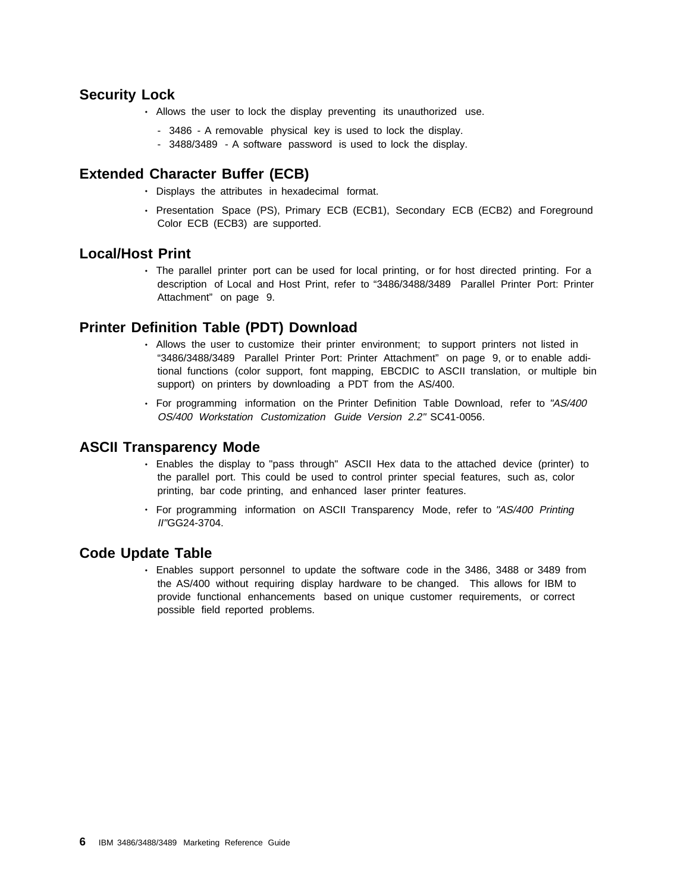## Security Lock

- Allows the user to lock the display preventing its unauthorized use.
  - 3486 - A removable physical key is used to lock the display.
  - 3488/3489 - A software password is used to lock the display.

## Extended Character Buffer (ECB)

- Displays the attributes in hexadecimal format.
- Presentation Space (PS), Primary ECB (ECB1), Secondary ECB (ECB2) and Foreground Color ECB (ECB3) are supported.

## Local/Host Print

- The parallel printer port can be used for local printing, or for host directed printing. For a description of Local and Host Print, refer to "3486/3488/3489 Parallel Printer Port: Printer Attachment" on page 9.

## Printer Definition Table (PDT) Download

- Allows the user to customize their printer environment; to support printers not listed in "3486/3488/3489 Parallel Printer Port: Printer Attachment" on page 9, or to enable additional functions (color support, font mapping, EBCDIC to ASCII translation, or multiple bin support) on printers by downloading a PDT from the AS/400.
- For programming information on the Printer Definition Table Download, refer to *"AS/400 OS/400 Workstation Customization Guide Version 2.2"* SC41-0056.

## ASCII Transparency Mode

- Enables the display to "pass through" ASCII Hex data to the attached device (printer) to the parallel port. This could be used to control printer special features, such as, color printing, bar code printing, and enhanced laser printer features.
- For programming information on ASCII Transparency Mode, refer to *"AS/400 Printing II"*GG24-3704.

## Code Update Table

- Enables support personnel to update the software code in the 3486, 3488 or 3489 from the AS/400 without requiring display hardware to be changed. This allows for IBM to provide functional enhancements based on unique customer requirements, or correct possible field reported problems.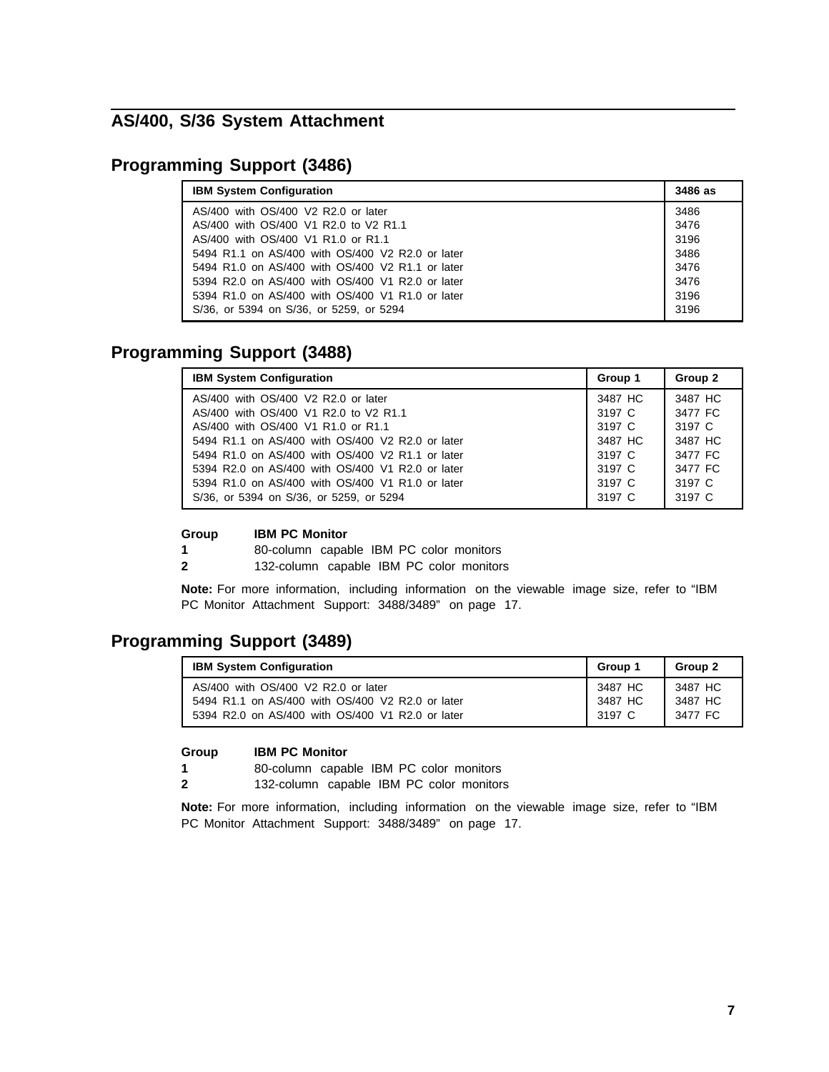## AS/400, S/36 System Attachment

### Programming Support (3486)

| IBM System Configuration | 3486 as |
|---|---|
| AS/400 with OS/400 V2 R2.0 or later | 3486 |
| AS/400 with OS/400 V1 R2.0 to V2 R1.1 | 3476 |
| AS/400 with OS/400 V1 R1.0 or R1.1 | 3196 |
| 5494 R1.1 on AS/400 with OS/400 V2 R2.0 or later | 3486 |
| 5494 R1.0 on AS/400 with OS/400 V2 R1.1 or later | 3476 |
| 5394 R2.0 on AS/400 with OS/400 V1 R2.0 or later | 3476 |
| 5394 R1.0 on AS/400 with OS/400 V1 R1.0 or later | 3196 |
| S/36, or 5394 on S/36, or 5259, or 5294 | 3196 |

### Programming Support (3488)

| IBM System Configuration | Group 1 | Group 2 |
|---|---|---|
| AS/400 with OS/400 V2 R2.0 or later | 3487 HC | 3487 HC |
| AS/400 with OS/400 V1 R2.0 to V2 R1.1 | 3197 C | 3477 FC |
| AS/400 with OS/400 V1 R1.0 or R1.1 | 3197 C | 3197 C |
| 5494 R1.1 on AS/400 with OS/400 V2 R2.0 or later | 3487 HC | 3487 HC |
| 5494 R1.0 on AS/400 with OS/400 V2 R1.1 or later | 3197 C | 3477 FC |
| 5394 R2.0 on AS/400 with OS/400 V1 R2.0 or later | 3197 C | 3477 FC |
| 5394 R1.0 on AS/400 with OS/400 V1 R1.0 or later | 3197 C | 3197 C |
| S/36, or 5394 on S/36, or 5259, or 5294 | 3197 C | 3197 C |

| Group | IBM PC Monitor |
|---|---|
| **1** | 80-column capable IBM PC color monitors |
| **2** | 132-column capable IBM PC color monitors |

**Note:** For more information, including information on the viewable image size, refer to “IBM PC Monitor Attachment Support: 3488/3489” on page 17.

### Programming Support (3489)

| IBM System Configuration | Group 1 | Group 2 |
|---|---|---|
| AS/400 with OS/400 V2 R2.0 or later | 3487 HC | 3487 HC |
| 5494 R1.1 on AS/400 with OS/400 V2 R2.0 or later | 3487 HC | 3487 HC |
| 5394 R2.0 on AS/400 with OS/400 V1 R2.0 or later | 3197 C | 3477 FC |

| Group | IBM PC Monitor |
|---|---|
| **1** | 80-column capable IBM PC color monitors |
| **2** | 132-column capable IBM PC color monitors |

**Note:** For more information, including information on the viewable image size, refer to “IBM PC Monitor Attachment Support: 3488/3489” on page 17.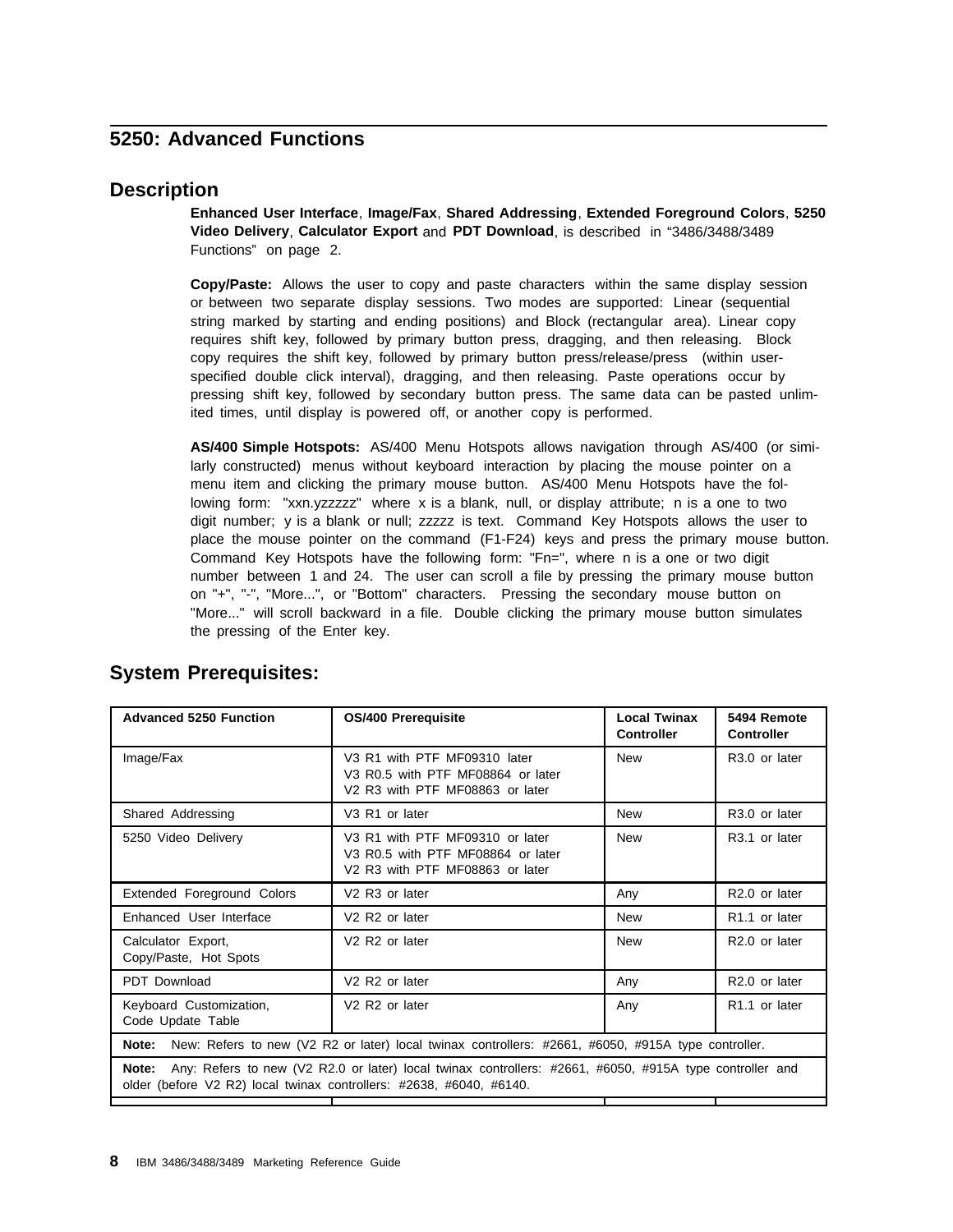## 5250: Advanced Functions

### Description

**Enhanced User Interface**, **Image/Fax**, **Shared Addressing**, **Extended Foreground Colors**, **5250 Video Delivery**, **Calculator Export** and **PDT Download**, is described in "3486/3488/3489 Functions" on page 2.

**Copy/Paste:** Allows the user to copy and paste characters within the same display session or between two separate display sessions. Two modes are supported: Linear (sequential string marked by starting and ending positions) and Block (rectangular area). Linear copy requires shift key, followed by primary button press, dragging, and then releasing. Block copy requires the shift key, followed by primary button press/release/press (within user-specified double click interval), dragging, and then releasing. Paste operations occur by pressing shift key, followed by secondary button press. The same data can be pasted unlimited times, until display is powered off, or another copy is performed.

**AS/400 Simple Hotspots:** AS/400 Menu Hotspots allows navigation through AS/400 (or similarly constructed) menus without keyboard interaction by placing the mouse pointer on a menu item and clicking the primary mouse button. AS/400 Menu Hotspots have the following form: "xxn.yzzzzz" where x is a blank, null, or display attribute; n is a one to two digit number; y is a blank or null; zzzzz is text. Command Key Hotspots allows the user to place the mouse pointer on the command (F1-F24) keys and press the primary mouse button. Command Key Hotspots have the following form: "Fn=", where n is a one or two digit number between 1 and 24. The user can scroll a file by pressing the primary mouse button on "+", "-", "More...", or "Bottom" characters. Pressing the secondary mouse button on "More..." will scroll backward in a file. Double clicking the primary mouse button simulates the pressing of the Enter key.

### System Prerequisites:

| Advanced 5250 Function | OS/400 Prerequisite | Local Twinax Controller | 5494 Remote Controller |
|---|---|---|---|
| Image/Fax | V3 R1 with PTF MF09310 later<br>V3 R0.5 with PTF MF08864 or later<br>V2 R3 with PTF MF08863 or later | New | R3.0 or later |
| Shared Addressing | V3 R1 or later | New | R3.0 or later |
| 5250 Video Delivery | V3 R1 with PTF MF09310 or later<br>V3 R0.5 with PTF MF08864 or later<br>V2 R3 with PTF MF08863 or later | New | R3.1 or later |
| Extended Foreground Colors | V2 R3 or later | Any | R2.0 or later |
| Enhanced User Interface | V2 R2 or later | New | R1.1 or later |
| Calculator Export,<br>Copy/Paste, Hot Spots | V2 R2 or later | New | R2.0 or later |
| PDT Download | V2 R2 or later | Any | R2.0 or later |
| Keyboard Customization,<br>Code Update Table | V2 R2 or later | Any | R1.1 or later |

**Note:** New: Refers to new (V2 R2 or later) local twinax controllers: #2661, #6050, #915A type controller.

**Note:** Any: Refers to new (V2 R2.0 or later) local twinax controllers: #2661, #6050, #915A type controller and older (before V2 R2) local twinax controllers: #2638, #6040, #6140.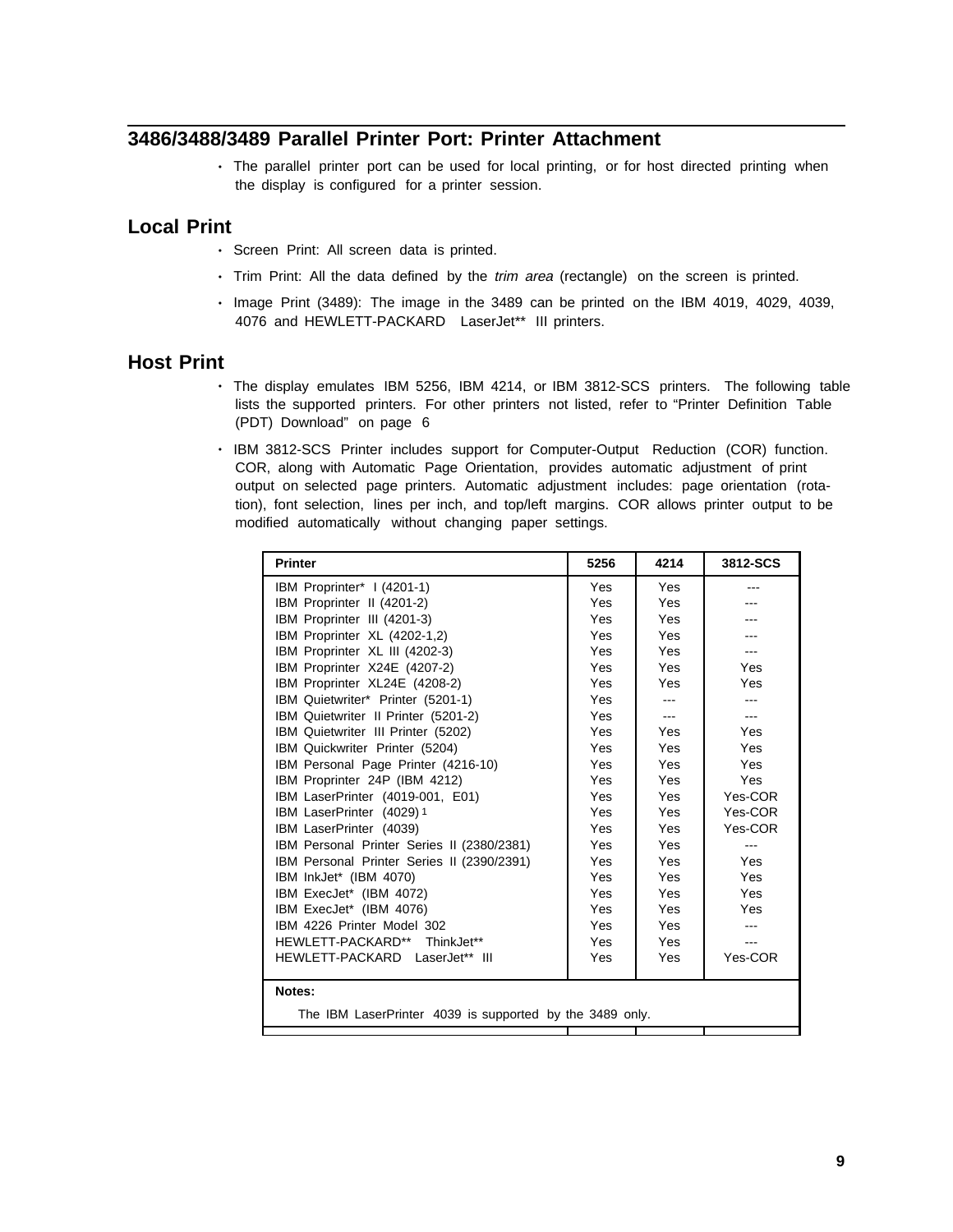## 3486/3488/3489 Parallel Printer Port: Printer Attachment

- The parallel printer port can be used for local printing, or for host directed printing when the display is configured for a printer session.

## Local Print

- Screen Print: All screen data is printed.
- Trim Print: All the data defined by the *trim area* (rectangle) on the screen is printed.
- Image Print (3489): The image in the 3489 can be printed on the IBM 4019, 4029, 4039, 4076 and HEWLETT-PACKARD LaserJet** III printers.

## Host Print

- The display emulates IBM 5256, IBM 4214, or IBM 3812-SCS printers. The following table lists the supported printers. For other printers not listed, refer to "Printer Definition Table (PDT) Download" on page 6
- IBM 3812-SCS Printer includes support for Computer-Output Reduction (COR) function. COR, along with Automatic Page Orientation, provides automatic adjustment of print output on selected page printers. Automatic adjustment includes: page orientation (rotation), font selection, lines per inch, and top/left margins. COR allows printer output to be modified automatically without changing paper settings.

| Printer | 5256 | 4214 | 3812-SCS |
|---|---|---|---|
| IBM Proprinter* I (4201-1) | Yes | Yes | --- |
| IBM Proprinter II (4201-2) | Yes | Yes | --- |
| IBM Proprinter III (4201-3) | Yes | Yes | --- |
| IBM Proprinter XL (4202-1,2) | Yes | Yes | --- |
| IBM Proprinter XL III (4202-3) | Yes | Yes | --- |
| IBM Proprinter X24E (4207-2) | Yes | Yes | Yes |
| IBM Proprinter XL24E (4208-2) | Yes | Yes | Yes |
| IBM Quietwriter* Printer (5201-1) | Yes | --- | --- |
| IBM Quietwriter II Printer (5201-2) | Yes | --- | --- |
| IBM Quietwriter III Printer (5202) | Yes | Yes | Yes |
| IBM Quickwriter Printer (5204) | Yes | Yes | Yes |
| IBM Personal Page Printer (4216-10) | Yes | Yes | Yes |
| IBM Proprinter 24P (IBM 4212) | Yes | Yes | Yes |
| IBM LaserPrinter (4019-001, E01) | Yes | Yes | Yes-COR |
| IBM LaserPrinter (4029) 1 | Yes | Yes | Yes-COR |
| IBM LaserPrinter (4039) | Yes | Yes | Yes-COR |
| IBM Personal Printer Series II (2380/2381) | Yes | Yes | --- |
| IBM Personal Printer Series II (2390/2391) | Yes | Yes | Yes |
| IBM InkJet* (IBM 4070) | Yes | Yes | Yes |
| IBM ExecJet* (IBM 4072) | Yes | Yes | Yes |
| IBM ExecJet* (IBM 4076) | Yes | Yes | Yes |
| IBM 4226 Printer Model 302 | Yes | Yes | --- |
| HEWLETT-PACKARD** ThinkJet** | Yes | Yes | --- |
| HEWLETT-PACKARD LaserJet** III | Yes | Yes | Yes-COR |

**Notes:**

The IBM LaserPrinter 4039 is supported by the 3489 only.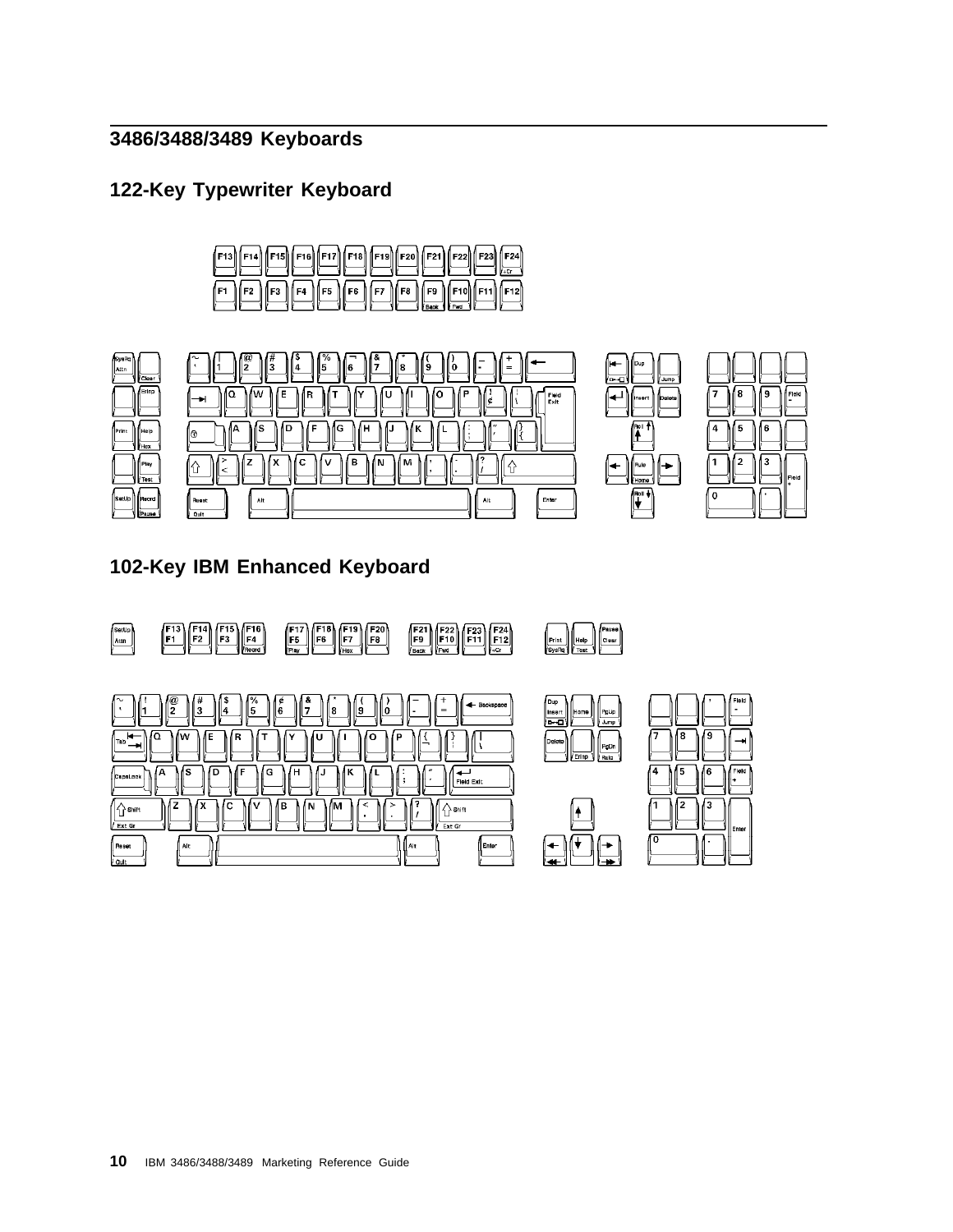## 3486/3488/3489 Keyboards

### 122-Key Typewriter Keyboard

### 102-Key IBM Enhanced Keyboard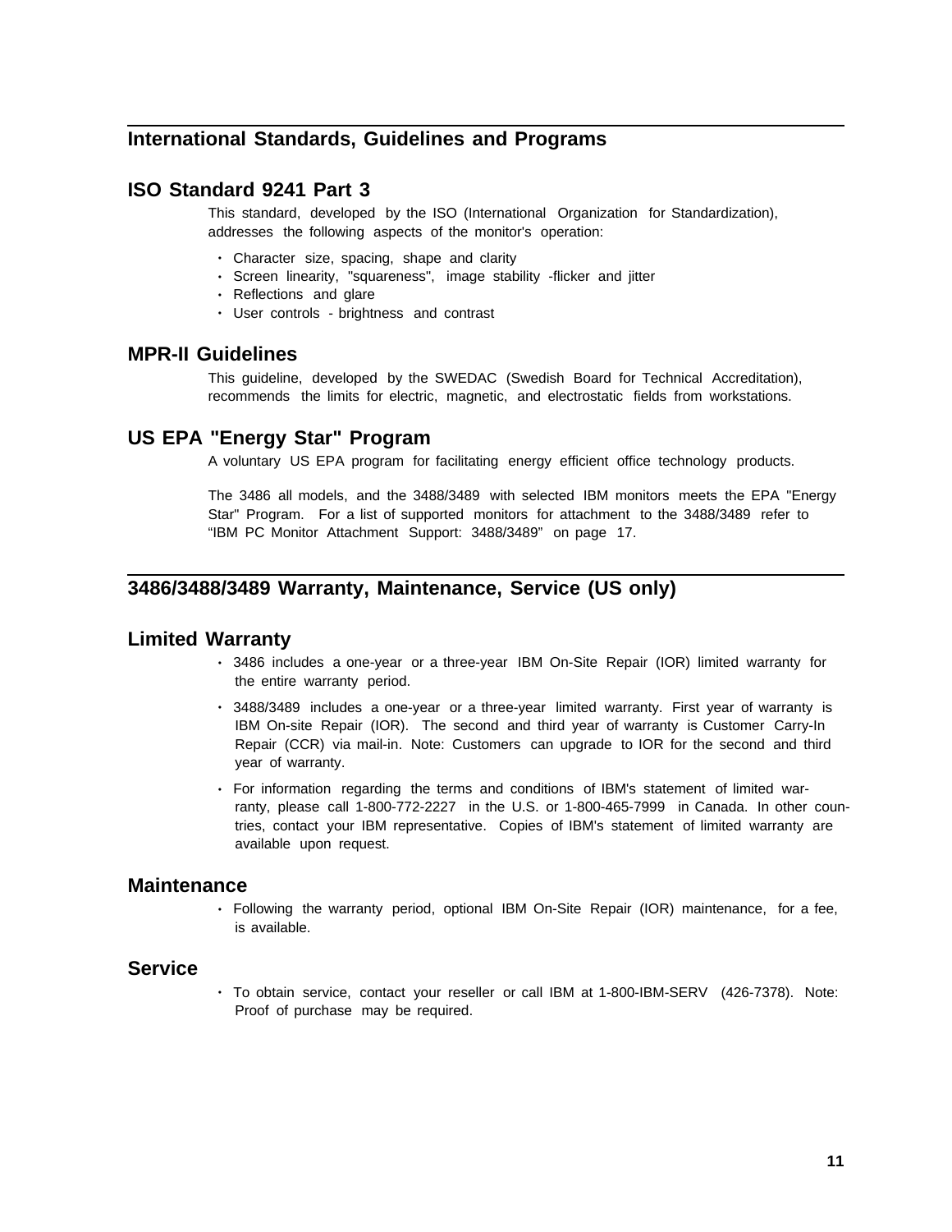## International Standards, Guidelines and Programs

### ISO Standard 9241 Part 3

This standard, developed by the ISO (International Organization for Standardization), addresses the following aspects of the monitor's operation:

- Character size, spacing, shape and clarity
- Screen linearity, "squareness", image stability -flicker and jitter
- Reflections and glare
- User controls - brightness and contrast

### MPR-II Guidelines

This guideline, developed by the SWEDAC (Swedish Board for Technical Accreditation), recommends the limits for electric, magnetic, and electrostatic fields from workstations.

### US EPA "Energy Star" Program

A voluntary US EPA program for facilitating energy efficient office technology products.

The 3486 all models, and the 3488/3489 with selected IBM monitors meets the EPA "Energy Star" Program. For a list of supported monitors for attachment to the 3488/3489 refer to "IBM PC Monitor Attachment Support: 3488/3489" on page 17.

## 3486/3488/3489 Warranty, Maintenance, Service (US only)

### Limited Warranty

- 3486 includes a one-year or a three-year IBM On-Site Repair (IOR) limited warranty for the entire warranty period.
- 3488/3489 includes a one-year or a three-year limited warranty. First year of warranty is IBM On-site Repair (IOR). The second and third year of warranty is Customer Carry-In Repair (CCR) via mail-in. Note: Customers can upgrade to IOR for the second and third year of warranty.
- For information regarding the terms and conditions of IBM's statement of limited warranty, please call 1-800-772-2227 in the U.S. or 1-800-465-7999 in Canada. In other countries, contact your IBM representative. Copies of IBM's statement of limited warranty are available upon request.

### Maintenance

- Following the warranty period, optional IBM On-Site Repair (IOR) maintenance, for a fee, is available.

### Service

- To obtain service, contact your reseller or call IBM at 1-800-IBM-SERV (426-7378). Note: Proof of purchase may be required.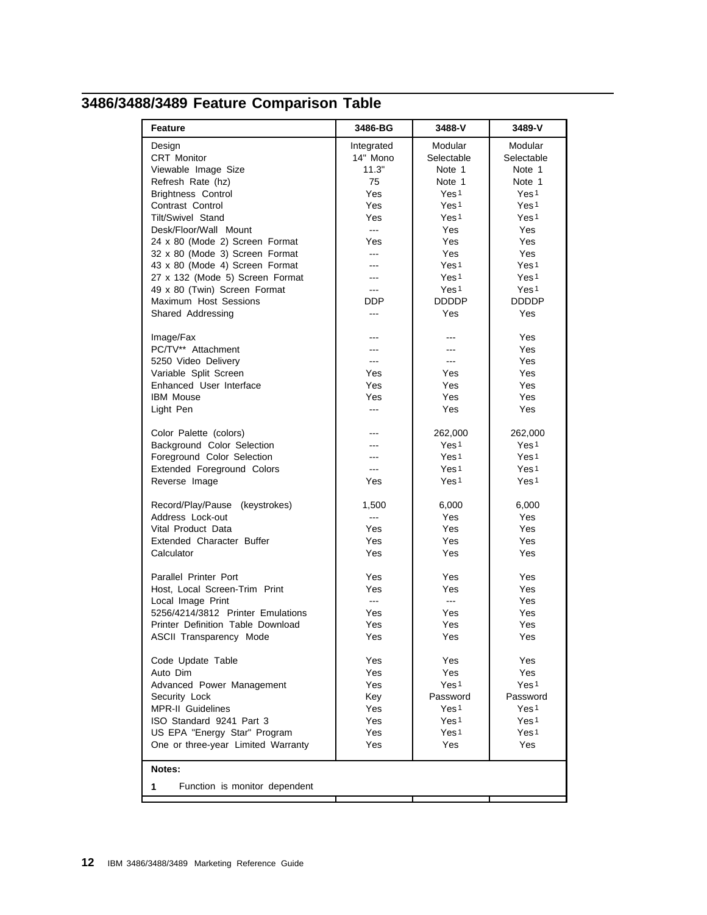## 3486/3488/3489 Feature Comparison Table

| Feature | 3486-BG | 3488-V | 3489-V |
|---|---|---|---|
| Design | Integrated | Modular | Modular |
| CRT Monitor | 14" Mono | Selectable | Selectable |
| Viewable Image Size | 11.3" | Note 1 | Note 1 |
| Refresh Rate (hz) | 75 | Note 1 | Note 1 |
| Brightness Control | Yes | Yes[1] | Yes[1] |
| Contrast Control | Yes | Yes[1] | Yes[1] |
| Tilt/Swivel Stand | Yes | Yes[1] | Yes[1] |
| Desk/Floor/Wall Mount | --- | Yes | Yes |
| 24 x 80 (Mode 2) Screen Format | Yes | Yes | Yes |
| 32 x 80 (Mode 3) Screen Format | --- | Yes | Yes |
| 43 x 80 (Mode 4) Screen Format | --- | Yes[1] | Yes[1] |
| 27 x 132 (Mode 5) Screen Format | --- | Yes[1] | Yes[1] |
| 49 x 80 (Twin) Screen Format | --- | Yes[1] | Yes[1] |
| Maximum Host Sessions | DDP | DDDDP | DDDDP |
| Shared Addressing | --- | Yes | Yes |
| | | | |
| Image/Fax | --- | --- | Yes |
| PC/TV** Attachment | --- | --- | Yes |
| 5250 Video Delivery | --- | --- | Yes |
| Variable Split Screen | Yes | Yes | Yes |
| Enhanced User Interface | Yes | Yes | Yes |
| IBM Mouse | Yes | Yes | Yes |
| Light Pen | --- | Yes | Yes |
| | | | |
| Color Palette (colors) | --- | 262,000 | 262,000 |
| Background Color Selection | --- | Yes[1] | Yes[1] |
| Foreground Color Selection | --- | Yes[1] | Yes[1] |
| Extended Foreground Colors | --- | Yes[1] | Yes[1] |
| Reverse Image | Yes | Yes[1] | Yes[1] |
| | | | |
| Record/Play/Pause (keystrokes) | 1,500 | 6,000 | 6,000 |
| Address Lock-out | --- | Yes | Yes |
| Vital Product Data | Yes | Yes | Yes |
| Extended Character Buffer | Yes | Yes | Yes |
| Calculator | Yes | Yes | Yes |
| | | | |
| Parallel Printer Port | Yes | Yes | Yes |
| Host, Local Screen-Trim Print | Yes | Yes | Yes |
| Local Image Print | --- | --- | Yes |
| 5256/4214/3812 Printer Emulations | Yes | Yes | Yes |
| Printer Definition Table Download | Yes | Yes | Yes |
| ASCII Transparency Mode | Yes | Yes | Yes |
| | | | |
| Code Update Table | Yes | Yes | Yes |
| Auto Dim | Yes | Yes | Yes |
| Advanced Power Management | Yes | Yes[1] | Yes[1] |
| Security Lock | Key | Password | Password |
| MPR-II Guidelines | Yes | Yes[1] | Yes[1] |
| ISO Standard 9241 Part 3 | Yes | Yes[1] | Yes[1] |
| US EPA "Energy Star" Program | Yes | Yes[1] | Yes[1] |
| One or three-year Limited Warranty | Yes | Yes | Yes |

**Notes:**

**1** Function is monitor dependent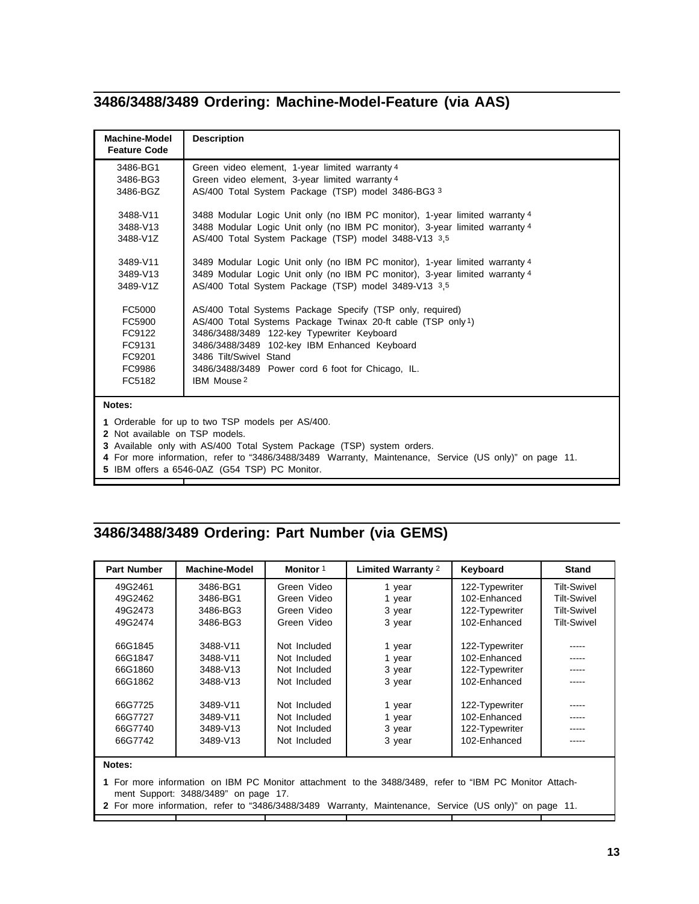## 3486/3488/3489 Ordering: Machine-Model-Feature (via AAS)

| Machine-Model Feature Code | Description |
|---|---|
| 3486-BG1 | Green video element, 1-year limited warranty [4] |
| 3486-BG3 | Green video element, 3-year limited warranty [4] |
| 3486-BGZ | AS/400 Total System Package (TSP) model 3486-BG3 [3] |
| 3488-V11 | 3488 Modular Logic Unit only (no IBM PC monitor), 1-year limited warranty [4] |
| 3488-V13 | 3488 Modular Logic Unit only (no IBM PC monitor), 3-year limited warranty [4] |
| 3488-V1Z | AS/400 Total System Package (TSP) model 3488-V13 [3,5] |
| 3489-V11 | 3489 Modular Logic Unit only (no IBM PC monitor), 1-year limited warranty [4] |
| 3489-V13 | 3489 Modular Logic Unit only (no IBM PC monitor), 3-year limited warranty [4] |
| 3489-V1Z | AS/400 Total System Package (TSP) model 3489-V13 [3,5] |
| FC5000 | AS/400 Total Systems Package Specify (TSP only, required) |
| FC5900 | AS/400 Total Systems Package Twinax 20-ft cable (TSP only [1]) |
| FC9122 | 3486/3488/3489 122-key Typewriter Keyboard |
| FC9131 | 3486/3488/3489 102-key IBM Enhanced Keyboard |
| FC9201 | 3486 Tilt/Swivel Stand |
| FC9986 | 3486/3488/3489 Power cord 6 foot for Chicago, IL. |
| FC5182 | IBM Mouse [2] |

**Notes:**

1 Orderable for up to two TSP models per AS/400.
2 Not available on TSP models.
3 Available only with AS/400 Total System Package (TSP) system orders.
4 For more information, refer to "3486/3488/3489 Warranty, Maintenance, Service (US only)" on page 11.
5 IBM offers a 6546-0AZ (G54 TSP) PC Monitor.

## 3486/3488/3489 Ordering: Part Number (via GEMS)

| Part Number | Machine-Model | Monitor [1] | Limited Warranty [2] | Keyboard | Stand |
|---|---|---|---|---|---|
| 49G2461 | 3486-BG1 | Green Video | 1 year | 122-Typewriter | Tilt-Swivel |
| 49G2462 | 3486-BG1 | Green Video | 1 year | 102-Enhanced | Tilt-Swivel |
| 49G2473 | 3486-BG3 | Green Video | 3 year | 122-Typewriter | Tilt-Swivel |
| 49G2474 | 3486-BG3 | Green Video | 3 year | 102-Enhanced | Tilt-Swivel |
| 66G1845 | 3488-V11 | Not Included | 1 year | 122-Typewriter | ----- |
| 66G1847 | 3488-V11 | Not Included | 1 year | 102-Enhanced | ----- |
| 66G1860 | 3488-V13 | Not Included | 3 year | 122-Typewriter | ----- |
| 66G1862 | 3488-V13 | Not Included | 3 year | 102-Enhanced | ----- |
| 66G7725 | 3489-V11 | Not Included | 1 year | 122-Typewriter | ----- |
| 66G7727 | 3489-V11 | Not Included | 1 year | 102-Enhanced | ----- |
| 66G7740 | 3489-V13 | Not Included | 3 year | 122-Typewriter | ----- |
| 66G7742 | 3489-V13 | Not Included | 3 year | 102-Enhanced | ----- |

**Notes:**

1 For more information on IBM PC Monitor attachment to the 3488/3489, refer to "IBM PC Monitor Attachment Support: 3488/3489" on page 17.
2 For more information, refer to "3486/3488/3489 Warranty, Maintenance, Service (US only)" on page 11.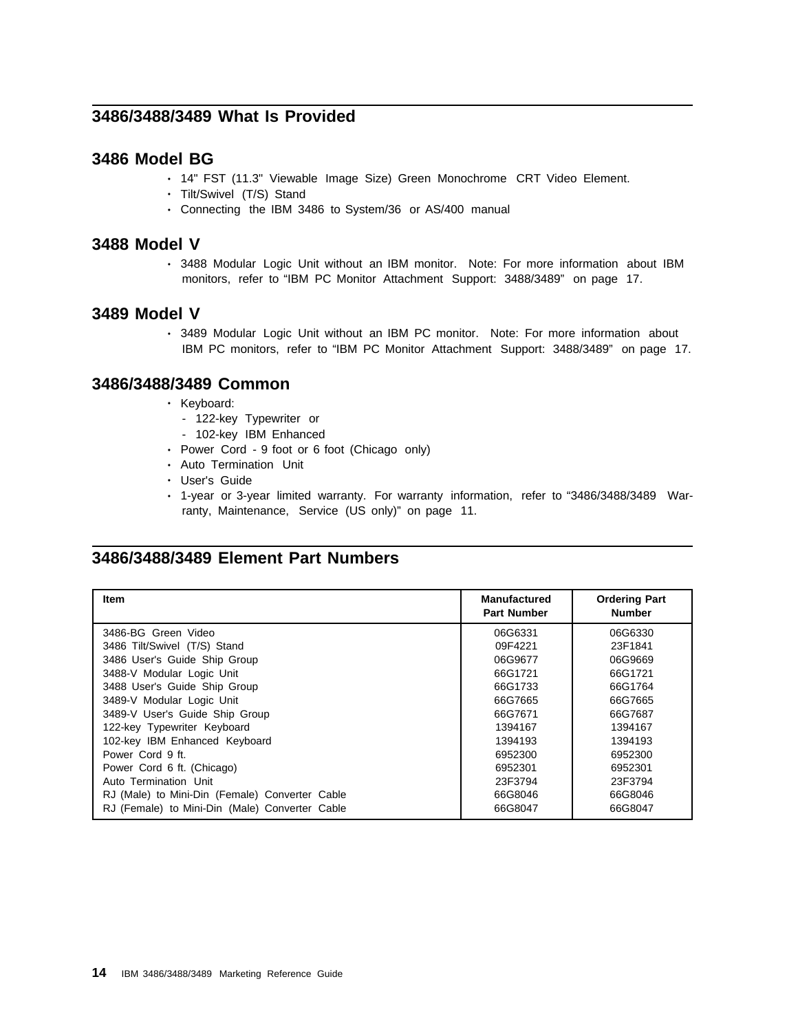## 3486/3488/3489 What Is Provided

### 3486 Model BG

- 14" FST (11.3" Viewable Image Size) Green Monochrome CRT Video Element.
- Tilt/Swivel (T/S) Stand
- Connecting the IBM 3486 to System/36 or AS/400 manual

### 3488 Model V

- 3488 Modular Logic Unit without an IBM monitor. Note: For more information about IBM monitors, refer to "IBM PC Monitor Attachment Support: 3488/3489" on page 17.

### 3489 Model V

- 3489 Modular Logic Unit without an IBM PC monitor. Note: For more information about IBM PC monitors, refer to "IBM PC Monitor Attachment Support: 3488/3489" on page 17.

### 3486/3488/3489 Common

- Keyboard:
  - 122-key Typewriter or
  - 102-key IBM Enhanced
- Power Cord - 9 foot or 6 foot (Chicago only)
- Auto Termination Unit
- User's Guide
- 1-year or 3-year limited warranty. For warranty information, refer to "3486/3488/3489 Warranty, Maintenance, Service (US only)" on page 11.

## 3486/3488/3489 Element Part Numbers

| Item | Manufactured Part Number | Ordering Part Number |
|---|---|---|
| 3486-BG Green Video | 06G6331 | 06G6330 |
| 3486 Tilt/Swivel (T/S) Stand | 09F4221 | 23F1841 |
| 3486 User's Guide Ship Group | 06G9677 | 06G9669 |
| 3488-V Modular Logic Unit | 66G1721 | 66G1721 |
| 3488 User's Guide Ship Group | 66G1733 | 66G1764 |
| 3489-V Modular Logic Unit | 66G7665 | 66G7665 |
| 3489-V User's Guide Ship Group | 66G7671 | 66G7687 |
| 122-key Typewriter Keyboard | 1394167 | 1394167 |
| 102-key IBM Enhanced Keyboard | 1394193 | 1394193 |
| Power Cord 9 ft. | 6952300 | 6952300 |
| Power Cord 6 ft. (Chicago) | 6952301 | 6952301 |
| Auto Termination Unit | 23F3794 | 23F3794 |
| RJ (Male) to Mini-Din (Female) Converter Cable | 66G8046 | 66G8046 |
| RJ (Female) to Mini-Din (Male) Converter Cable | 66G8047 | 66G8047 |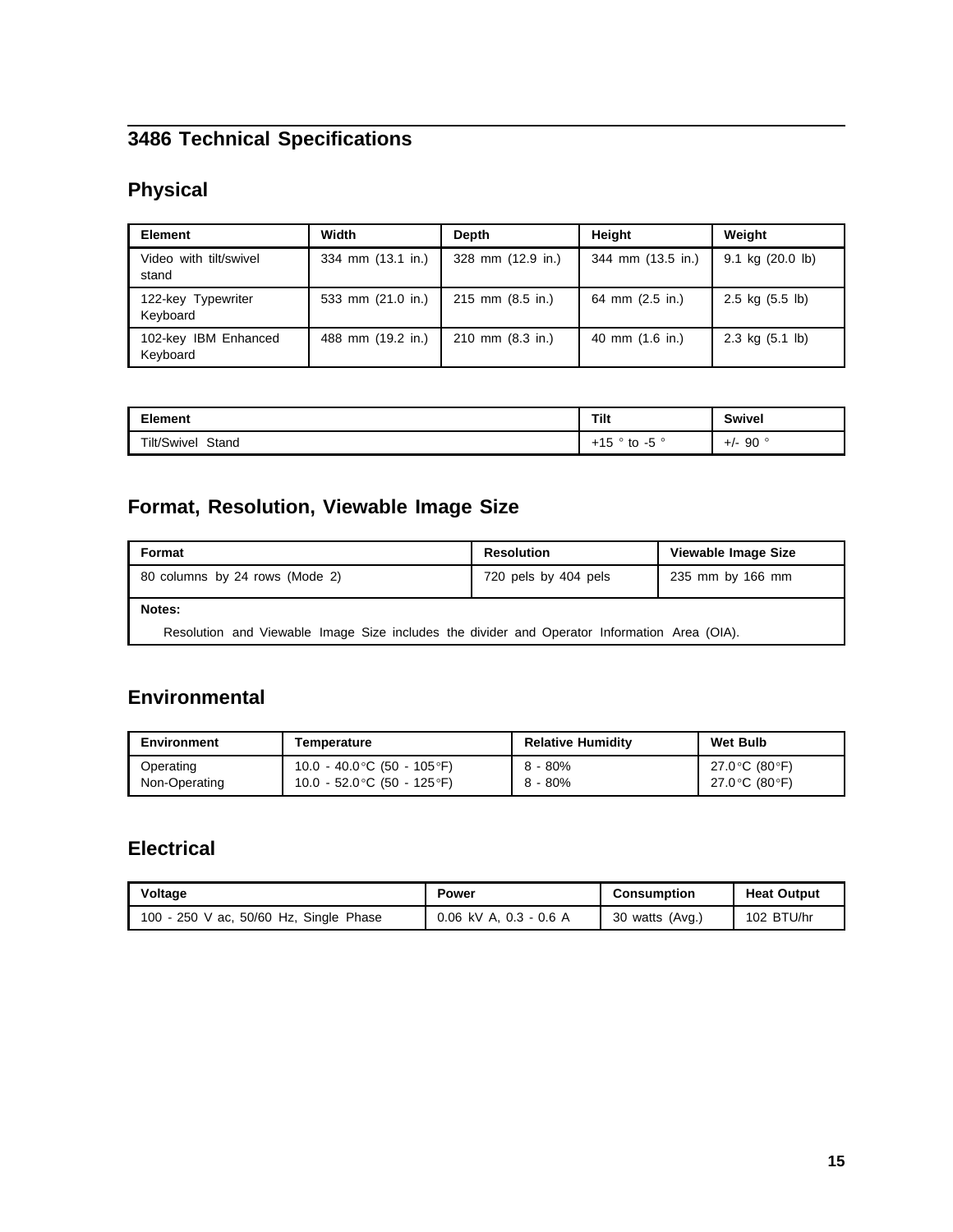# 3486 Technical Specifications

## Physical

| Element | Width | Depth | Height | Weight |
|---|---|---|---|---|
| Video with tilt/swivel stand | 334 mm (13.1 in.) | 328 mm (12.9 in.) | 344 mm (13.5 in.) | 9.1 kg (20.0 lb) |
| 122-key Typewriter Keyboard | 533 mm (21.0 in.) | 215 mm (8.5 in.) | 64 mm (2.5 in.) | 2.5 kg (5.5 lb) |
| 102-key IBM Enhanced Keyboard | 488 mm (19.2 in.) | 210 mm (8.3 in.) | 40 mm (1.6 in.) | 2.3 kg (5.1 lb) |

| Element | Tilt | Swivel |
|---|---|---|
| Tilt/Swivel Stand | +15 ° to -5 ° | +/- 90 ° |

## Format, Resolution, Viewable Image Size

| Format | Resolution | Viewable Image Size |
|---|---|---|
| 80 columns by 24 rows (Mode 2) | 720 pels by 404 pels | 235 mm by 166 mm |

**Notes:**

Resolution and Viewable Image Size includes the divider and Operator Information Area (OIA).

## Environmental

| Environment | Temperature | Relative Humidity | Wet Bulb |
|---|---|---|---|
| Operating | 10.0 - 40.0°C (50 - 105°F) | 8 - 80% | 27.0°C (80°F) |
| Non-Operating | 10.0 - 52.0°C (50 - 125°F) | 8 - 80% | 27.0°C (80°F) |

## Electrical

| Voltage | Power | Consumption | Heat Output |
|---|---|---|---|
| 100 - 250 V ac, 50/60 Hz, Single Phase | 0.06 kV A, 0.3 - 0.6 A | 30 watts (Avg.) | 102 BTU/hr |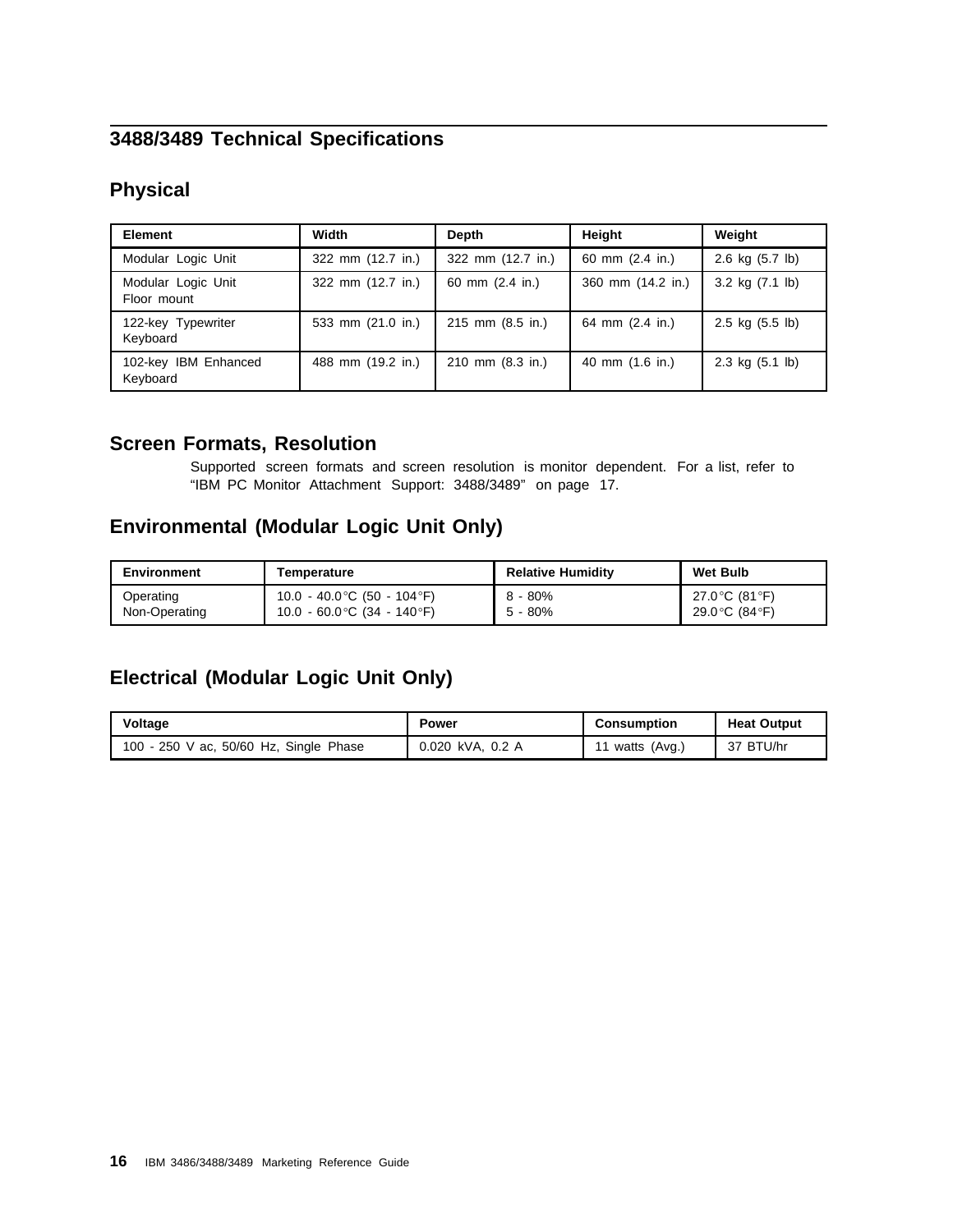# 3488/3489 Technical Specifications

## Physical

| Element | Width | Depth | Height | Weight |
|---|---|---|---|---|
| Modular Logic Unit | 322 mm (12.7 in.) | 322 mm (12.7 in.) | 60 mm (2.4 in.) | 2.6 kg (5.7 lb) |
| Modular Logic Unit Floor mount | 322 mm (12.7 in.) | 60 mm (2.4 in.) | 360 mm (14.2 in.) | 3.2 kg (7.1 lb) |
| 122-key Typewriter Keyboard | 533 mm (21.0 in.) | 215 mm (8.5 in.) | 64 mm (2.4 in.) | 2.5 kg (5.5 lb) |
| 102-key IBM Enhanced Keyboard | 488 mm (19.2 in.) | 210 mm (8.3 in.) | 40 mm (1.6 in.) | 2.3 kg (5.1 lb) |

## Screen Formats, Resolution

Supported screen formats and screen resolution is monitor dependent. For a list, refer to "IBM PC Monitor Attachment Support: 3488/3489" on page 17.

## Environmental (Modular Logic Unit Only)

| Environment | Temperature | Relative Humidity | Wet Bulb |
|---|---|---|---|
| Operating | 10.0 - 40.0°C (50 - 104°F) | 8 - 80% | 27.0°C (81°F) |
| Non-Operating | 10.0 - 60.0°C (34 - 140°F) | 5 - 80% | 29.0°C (84°F) |

## Electrical (Modular Logic Unit Only)

| Voltage | Power | Consumption | Heat Output |
|---|---|---|---|
| 100 - 250 V ac, 50/60 Hz, Single Phase | 0.020 kVA, 0.2 A | 11 watts (Avg.) | 37 BTU/hr |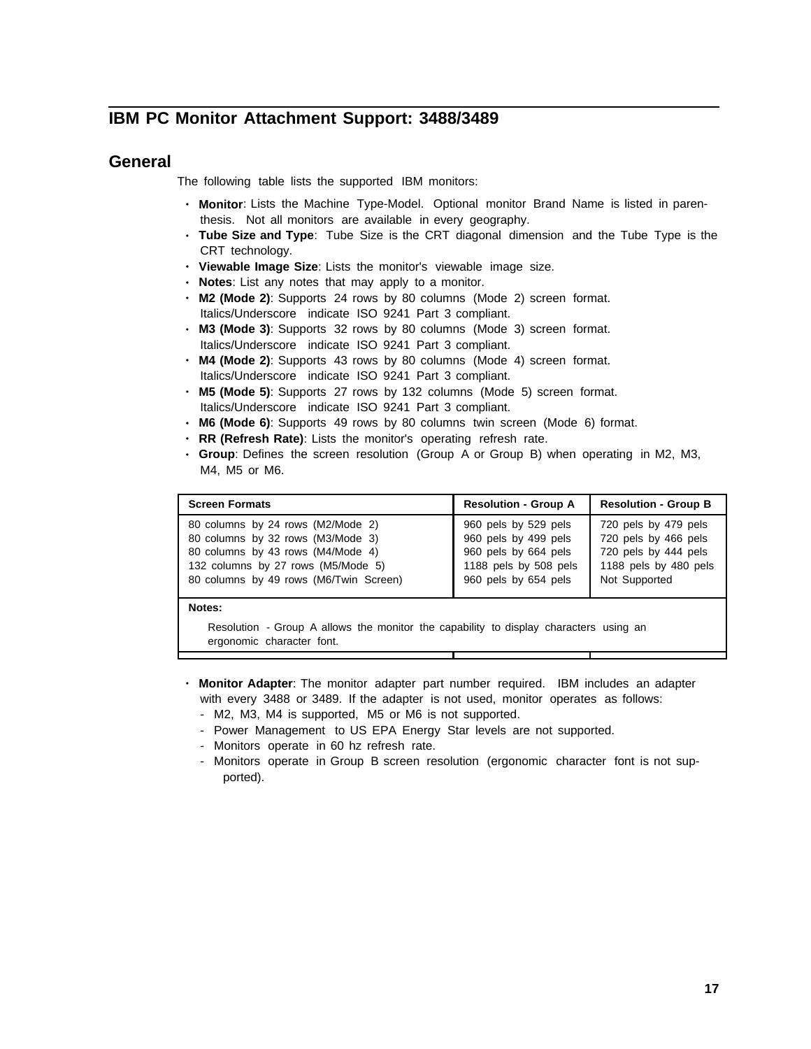## IBM PC Monitor Attachment Support: 3488/3489

### General

The following table lists the supported IBM monitors:

- **Monitor**: Lists the Machine Type-Model. Optional monitor Brand Name is listed in parenthesis. Not all monitors are available in every geography.
- **Tube Size and Type**: Tube Size is the CRT diagonal dimension and the Tube Type is the CRT technology.
- **Viewable Image Size**: Lists the monitor's viewable image size.
- **Notes**: List any notes that may apply to a monitor.
- **M2 (Mode 2)**: Supports 24 rows by 80 columns (Mode 2) screen format. Italics/Underscore indicate ISO 9241 Part 3 compliant.
- **M3 (Mode 3)**: Supports 32 rows by 80 columns (Mode 3) screen format. Italics/Underscore indicate ISO 9241 Part 3 compliant.
- **M4 (Mode 2)**: Supports 43 rows by 80 columns (Mode 4) screen format. Italics/Underscore indicate ISO 9241 Part 3 compliant.
- **M5 (Mode 5)**: Supports 27 rows by 132 columns (Mode 5) screen format. Italics/Underscore indicate ISO 9241 Part 3 compliant.
- **M6 (Mode 6)**: Supports 49 rows by 80 columns twin screen (Mode 6) format.
- **RR (Refresh Rate)**: Lists the monitor's operating refresh rate.
- **Group**: Defines the screen resolution (Group A or Group B) when operating in M2, M3, M4, M5 or M6.

| Screen Formats | Resolution - Group A | Resolution - Group B |
|---|---|---|
| 80 columns by 24 rows (M2/Mode 2) | 960 pels by 529 pels | 720 pels by 479 pels |
| 80 columns by 32 rows (M3/Mode 3) | 960 pels by 499 pels | 720 pels by 466 pels |
| 80 columns by 43 rows (M4/Mode 4) | 960 pels by 664 pels | 720 pels by 444 pels |
| 132 columns by 27 rows (M5/Mode 5) | 1188 pels by 508 pels | 1188 pels by 480 pels |
| 80 columns by 49 rows (M6/Twin Screen) | 960 pels by 654 pels | Not Supported |
| **Notes:** Resolution - Group A allows the monitor the capability to display characters using an ergonomic character font. | | |

- **Monitor Adapter**: The monitor adapter part number required. IBM includes an adapter with every 3488 or 3489. If the adapter is not used, monitor operates as follows:
  - M2, M3, M4 is supported, M5 or M6 is not supported.
  - Power Management to US EPA Energy Star levels are not supported.
  - Monitors operate in 60 hz refresh rate.
  - Monitors operate in Group B screen resolution (ergonomic character font is not supported).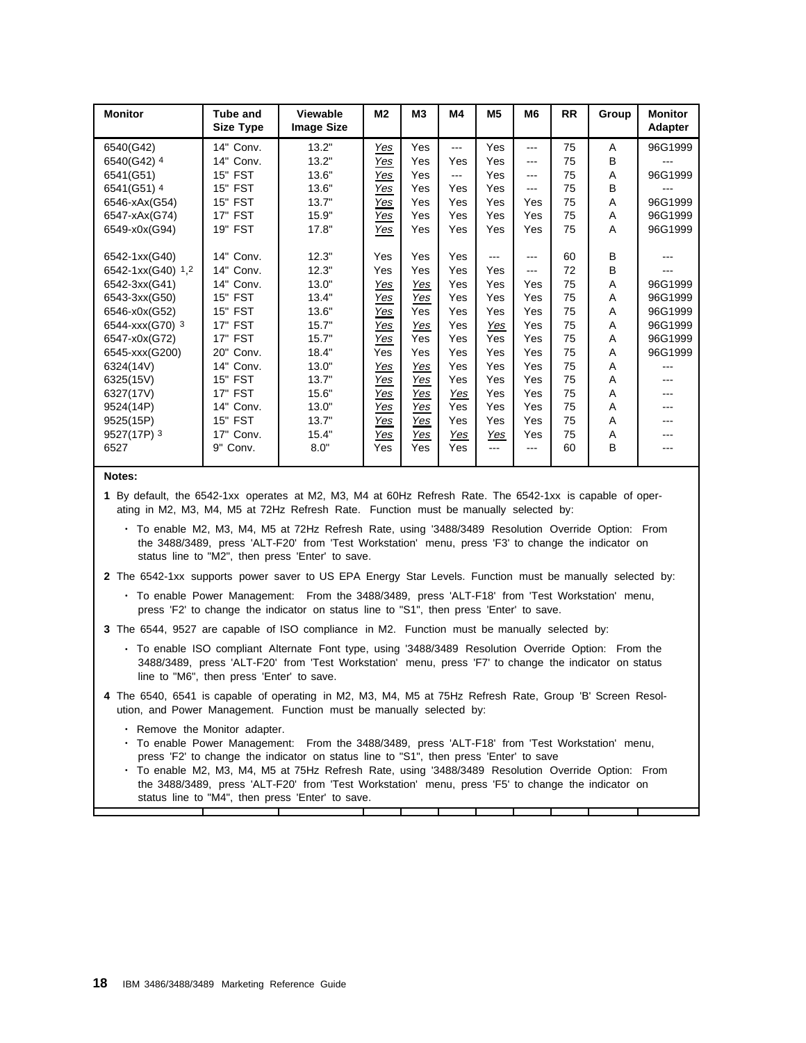| Monitor | Tube and Size Type | Viewable Image Size | M2 | M3 | M4 | M5 | M6 | RR | Group | Monitor Adapter |
|---|---|---|---|---|---|---|---|---|---|---|
| 6540(G42) | 14" Conv. | 13.2" | _Yes_ | Yes | --- | Yes | --- | 75 | A | 96G1999 |
| 6540(G42) [4] | 14" Conv. | 13.2" | _Yes_ | Yes | Yes | Yes | --- | 75 | B | --- |
| 6541(G51) | 15" FST | 13.6" | _Yes_ | Yes | --- | Yes | --- | 75 | A | 96G1999 |
| 6541(G51) [4] | 15" FST | 13.6" | _Yes_ | Yes | Yes | Yes | --- | 75 | B | --- |
| 6546-xAx(G54) | 15" FST | 13.7" | _Yes_ | Yes | Yes | Yes | Yes | 75 | A | 96G1999 |
| 6547-xAx(G74) | 17" FST | 15.9" | _Yes_ | Yes | Yes | Yes | Yes | 75 | A | 96G1999 |
| 6549-x0x(G94) | 19" FST | 17.8" | _Yes_ | Yes | Yes | Yes | Yes | 75 | A | 96G1999 |
| 6542-1xx(G40) | 14" Conv. | 12.3" | Yes | Yes | Yes | --- | --- | 60 | B | --- |
| 6542-1xx(G40) [1,2] | 14" Conv. | 12.3" | Yes | Yes | Yes | Yes | --- | 72 | B | --- |
| 6542-3xx(G41) | 14" Conv. | 13.0" | _Yes_ | _Yes_ | Yes | Yes | Yes | 75 | A | 96G1999 |
| 6543-3xx(G50) | 15" FST | 13.4" | _Yes_ | _Yes_ | Yes | Yes | Yes | 75 | A | 96G1999 |
| 6546-x0x(G52) | 15" FST | 13.6" | _Yes_ | Yes | Yes | Yes | Yes | 75 | A | 96G1999 |
| 6544-xxx(G70) [3] | 17" FST | 15.7" | _Yes_ | _Yes_ | Yes | _Yes_ | Yes | 75 | A | 96G1999 |
| 6547-x0x(G72) | 17" FST | 15.7" | _Yes_ | Yes | Yes | Yes | Yes | 75 | A | 96G1999 |
| 6545-xxx(G200) | 20" Conv. | 18.4" | Yes | Yes | Yes | Yes | Yes | 75 | A | 96G1999 |
| 6324(14V) | 14" Conv. | 13.0" | _Yes_ | _Yes_ | Yes | Yes | Yes | 75 | A | --- |
| 6325(15V) | 15" FST | 13.7" | _Yes_ | _Yes_ | Yes | Yes | Yes | 75 | A | --- |
| 6327(17V) | 17" FST | 15.6" | _Yes_ | _Yes_ | _Yes_ | Yes | Yes | 75 | A | --- |
| 9524(14P) | 14" Conv. | 13.0" | _Yes_ | _Yes_ | Yes | Yes | Yes | 75 | A | --- |
| 9525(15P) | 15" FST | 13.7" | _Yes_ | _Yes_ | Yes | Yes | Yes | 75 | A | --- |
| 9527(17P) [3] | 17" Conv. | 15.4" | _Yes_ | _Yes_ | _Yes_ | _Yes_ | Yes | 75 | A | --- |
| 6527 | 9" Conv. | 8.0" | Yes | Yes | Yes | --- | --- | 60 | B | --- |

**Notes:**

**1** By default, the 6542-1xx operates at M2, M3, M4 at 60Hz Refresh Rate. The 6542-1xx is capable of operating in M2, M3, M4, M5 at 72Hz Refresh Rate. Function must be manually selected by:

- To enable M2, M3, M4, M5 at 72Hz Refresh Rate, using '3488/3489 Resolution Override Option: From the 3488/3489, press 'ALT-F20' from 'Test Workstation' menu, press 'F3' to change the indicator on status line to "M2", then press 'Enter' to save.

**2** The 6542-1xx supports power saver to US EPA Energy Star Levels. Function must be manually selected by:

- To enable Power Management: From the 3488/3489, press 'ALT-F18' from 'Test Workstation' menu, press 'F2' to change the indicator on status line to "S1", then press 'Enter' to save.

**3** The 6544, 9527 are capable of ISO compliance in M2. Function must be manually selected by:

- To enable ISO compliant Alternate Font type, using '3488/3489 Resolution Override Option: From the 3488/3489, press 'ALT-F20' from 'Test Workstation' menu, press 'F7' to change the indicator on status line to "M6", then press 'Enter' to save.

**4** The 6540, 6541 is capable of operating in M2, M3, M4, M5 at 75Hz Refresh Rate, Group 'B' Screen Resolution, and Power Management. Function must be manually selected by:

- Remove the Monitor adapter.
- To enable Power Management: From the 3488/3489, press 'ALT-F18' from 'Test Workstation' menu, press 'F2' to change the indicator on status line to "S1", then press 'Enter' to save
- To enable M2, M3, M4, M5 at 75Hz Refresh Rate, using '3488/3489 Resolution Override Option: From the 3488/3489, press 'ALT-F20' from 'Test Workstation' menu, press 'F5' to change the indicator on status line to "M4", then press 'Enter' to save.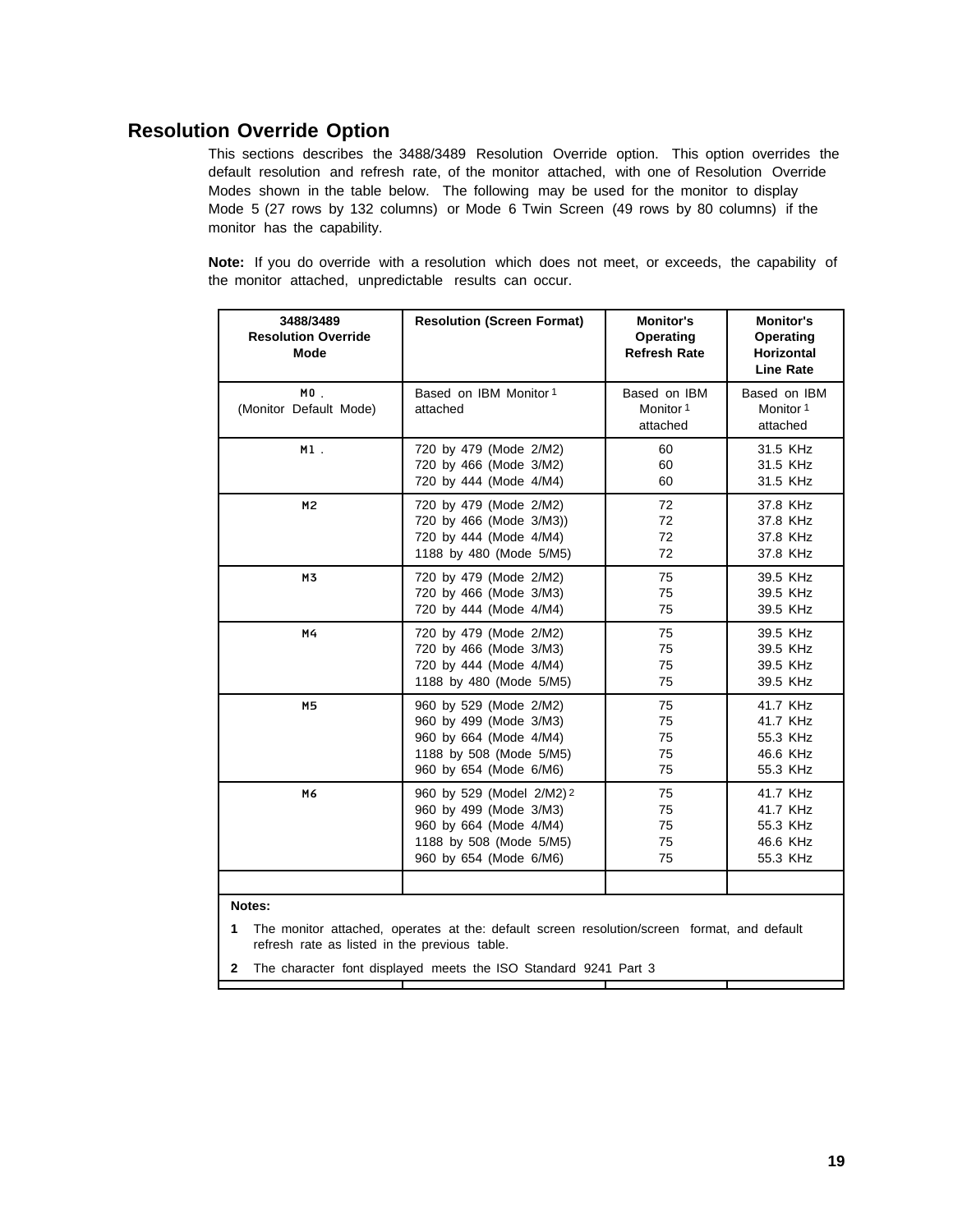## Resolution Override Option

This sections describes the 3488/3489 Resolution Override option. This option overrides the default resolution and refresh rate, of the monitor attached, with one of Resolution Override Modes shown in the table below. The following may be used for the monitor to display Mode 5 (27 rows by 132 columns) or Mode 6 Twin Screen (49 rows by 80 columns) if the monitor has the capability.

**Note:** If you do override with a resolution which does not meet, or exceeds, the capability of the monitor attached, unpredictable results can occur.

| 3488/3489 Resolution Override Mode | Resolution (Screen Format) | Monitor's Operating Refresh Rate | Monitor's Operating Horizontal Line Rate |
|---|---|---|---|
| M0 . (Monitor Default Mode) | Based on IBM Monitor [1] attached | Based on IBM Monitor [1] attached | Based on IBM Monitor [1] attached |
| M1 . | 720 by 479 (Mode 2/M2)<br>720 by 466 (Mode 3/M2)<br>720 by 444 (Mode 4/M4) | 60<br>60<br>60 | 31.5 KHz<br>31.5 KHz<br>31.5 KHz |
| M2 | 720 by 479 (Mode 2/M2)<br>720 by 466 (Mode 3/M3))<br>720 by 444 (Mode 4/M4)<br>1188 by 480 (Mode 5/M5) | 72<br>72<br>72<br>72 | 37.8 KHz<br>37.8 KHz<br>37.8 KHz<br>37.8 KHz |
| M3 | 720 by 479 (Mode 2/M2)<br>720 by 466 (Mode 3/M3)<br>720 by 444 (Mode 4/M4) | 75<br>75<br>75 | 39.5 KHz<br>39.5 KHz<br>39.5 KHz |
| M4 | 720 by 479 (Mode 2/M2)<br>720 by 466 (Mode 3/M3)<br>720 by 444 (Mode 4/M4)<br>1188 by 480 (Mode 5/M5) | 75<br>75<br>75<br>75 | 39.5 KHz<br>39.5 KHz<br>39.5 KHz<br>39.5 KHz |
| M5 | 960 by 529 (Mode 2/M2)<br>960 by 499 (Mode 3/M3)<br>960 by 664 (Mode 4/M4)<br>1188 by 508 (Mode 5/M5)<br>960 by 654 (Mode 6/M6) | 75<br>75<br>75<br>75<br>75 | 41.7 KHz<br>41.7 KHz<br>55.3 KHz<br>46.6 KHz<br>55.3 KHz |
| M6 | 960 by 529 (Model 2/M2) [2]<br>960 by 499 (Mode 3/M3)<br>960 by 664 (Mode 4/M4)<br>1188 by 508 (Mode 5/M5)<br>960 by 654 (Mode 6/M6) | 75<br>75<br>75<br>75<br>75 | 41.7 KHz<br>41.7 KHz<br>55.3 KHz<br>46.6 KHz<br>55.3 KHz |
| | | | |

**Notes:**

**1** The monitor attached, operates at the: default screen resolution/screen format, and default refresh rate as listed in the previous table.

**2** The character font displayed meets the ISO Standard 9241 Part 3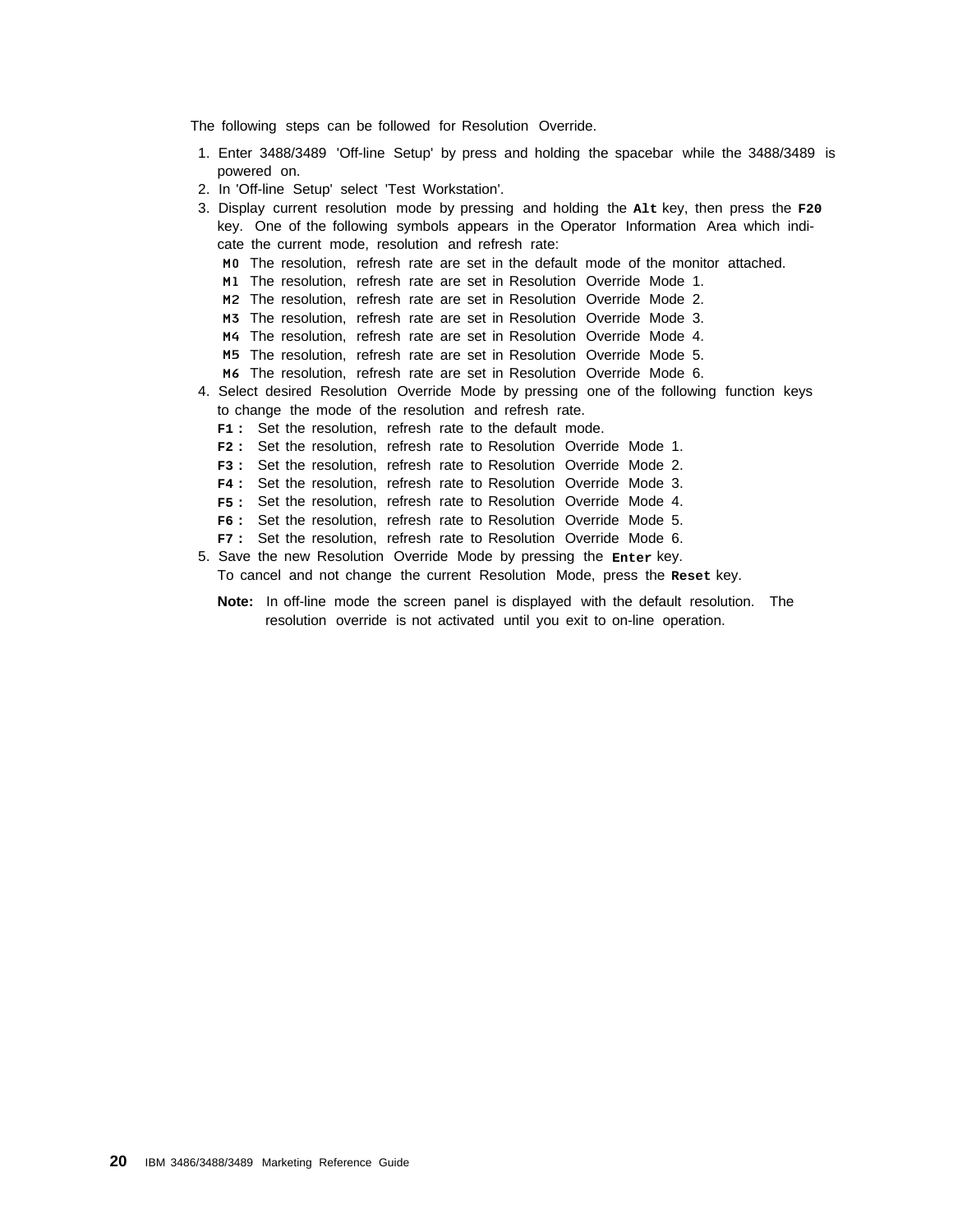The following steps can be followed for Resolution Override.

1. Enter 3488/3489 'Off-line Setup' by press and holding the spacebar while the 3488/3489 is powered on.
2. In 'Off-line Setup' select 'Test Workstation'.
3. Display current resolution mode by pressing and holding the **Alt** key, then press the **F20** key. One of the following symbols appears in the Operator Information Area which indicate the current mode, resolution and refresh rate:
   - **M0** The resolution, refresh rate are set in the default mode of the monitor attached.
   - **M1** The resolution, refresh rate are set in Resolution Override Mode 1.
   - **M2** The resolution, refresh rate are set in Resolution Override Mode 2.
   - **M3** The resolution, refresh rate are set in Resolution Override Mode 3.
   - **M4** The resolution, refresh rate are set in Resolution Override Mode 4.
   - **M5** The resolution, refresh rate are set in Resolution Override Mode 5.
   - **M6** The resolution, refresh rate are set in Resolution Override Mode 6.
4. Select desired Resolution Override Mode by pressing one of the following function keys to change the mode of the resolution and refresh rate.
   - **F1 :** Set the resolution, refresh rate to the default mode.
   - **F2 :** Set the resolution, refresh rate to Resolution Override Mode 1.
   - **F3 :** Set the resolution, refresh rate to Resolution Override Mode 2.
   - **F4 :** Set the resolution, refresh rate to Resolution Override Mode 3.
   - **F5 :** Set the resolution, refresh rate to Resolution Override Mode 4.
   - **F6 :** Set the resolution, refresh rate to Resolution Override Mode 5.
   - **F7 :** Set the resolution, refresh rate to Resolution Override Mode 6.
5. Save the new Resolution Override Mode by pressing the **Enter** key.

   To cancel and not change the current Resolution Mode, press the **Reset** key.

   **Note:** In off-line mode the screen panel is displayed with the default resolution. The resolution override is not activated until you exit to on-line operation.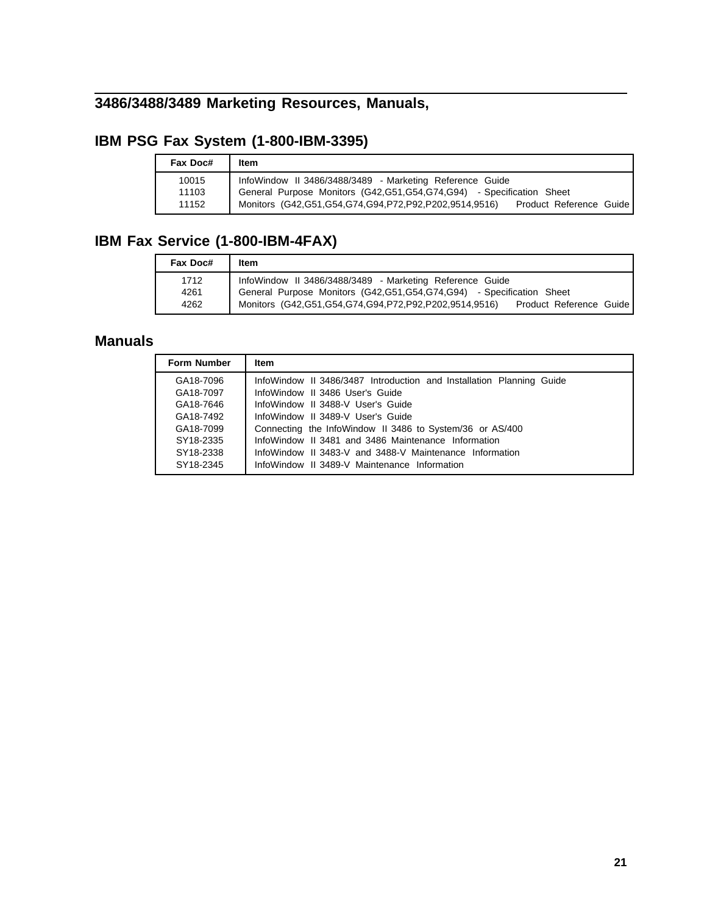## 3486/3488/3489 Marketing Resources, Manuals,

## IBM PSG Fax System (1-800-IBM-3395)

| Fax Doc# | Item |
|---|---|
| 10015 | InfoWindow II 3486/3488/3489 - Marketing Reference Guide |
| 11103 | General Purpose Monitors (G42,G51,G54,G74,G94) - Specification Sheet |
| 11152 | Monitors (G42,G51,G54,G74,G94,P72,P92,P202,9514,9516) Product Reference Guide |

## IBM Fax Service (1-800-IBM-4FAX)

| Fax Doc# | Item |
|---|---|
| 1712 | InfoWindow II 3486/3488/3489 - Marketing Reference Guide |
| 4261 | General Purpose Monitors (G42,G51,G54,G74,G94) - Specification Sheet |
| 4262 | Monitors (G42,G51,G54,G74,G94,P72,P92,P202,9514,9516) Product Reference Guide |

## Manuals

| Form Number | Item |
|---|---|
| GA18-7096 | InfoWindow II 3486/3487 Introduction and Installation Planning Guide |
| GA18-7097 | InfoWindow II 3486 User's Guide |
| GA18-7646 | InfoWindow II 3488-V User's Guide |
| GA18-7492 | InfoWindow II 3489-V User's Guide |
| GA18-7099 | Connecting the InfoWindow II 3486 to System/36 or AS/400 |
| SY18-2335 | InfoWindow II 3481 and 3486 Maintenance Information |
| SY18-2338 | InfoWindow II 3483-V and 3488-V Maintenance Information |
| SY18-2345 | InfoWindow II 3489-V Maintenance Information |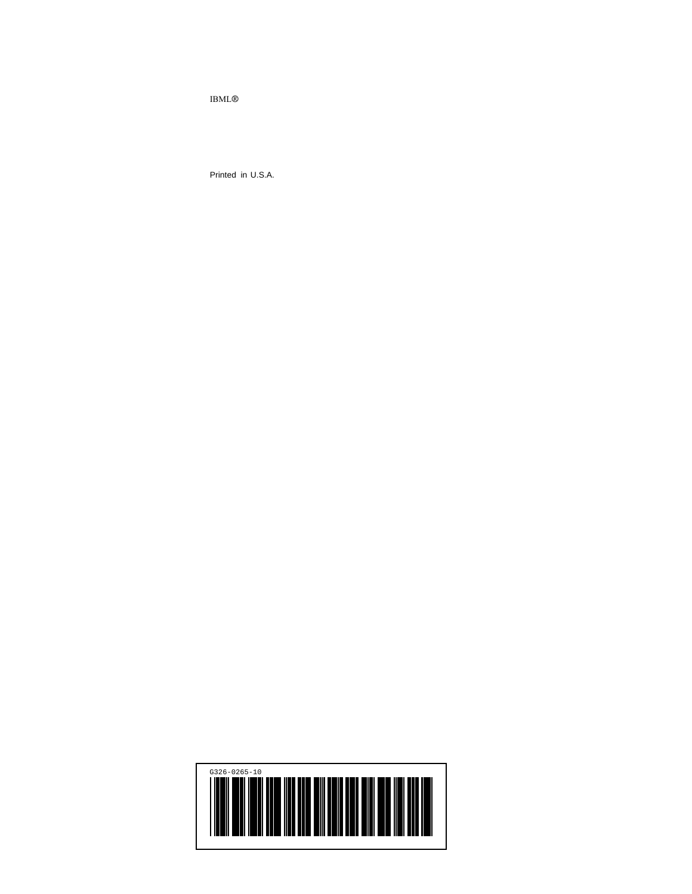IBML®

Printed in U.S.A.

G326-0265-10